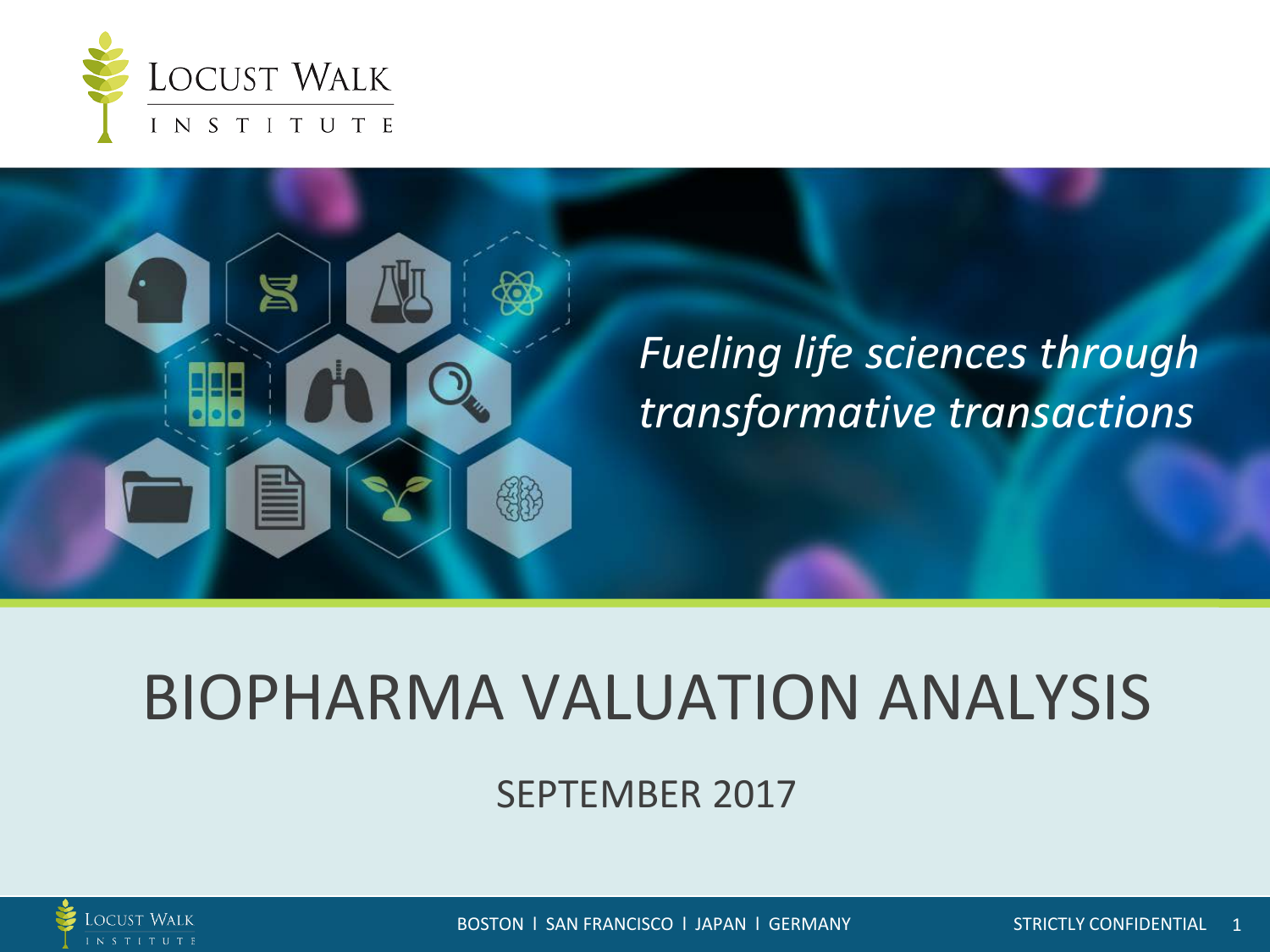Locust Walk Institute

*Fueling life sciences through transformative transactions*

# BIOPHARMA VALUATION ANALYSIS

SEPTEMBER 2017

BOSTON I SAN FRANCISCO I JAPAN I GERMANY

STRICTLY CONFIDENTIAL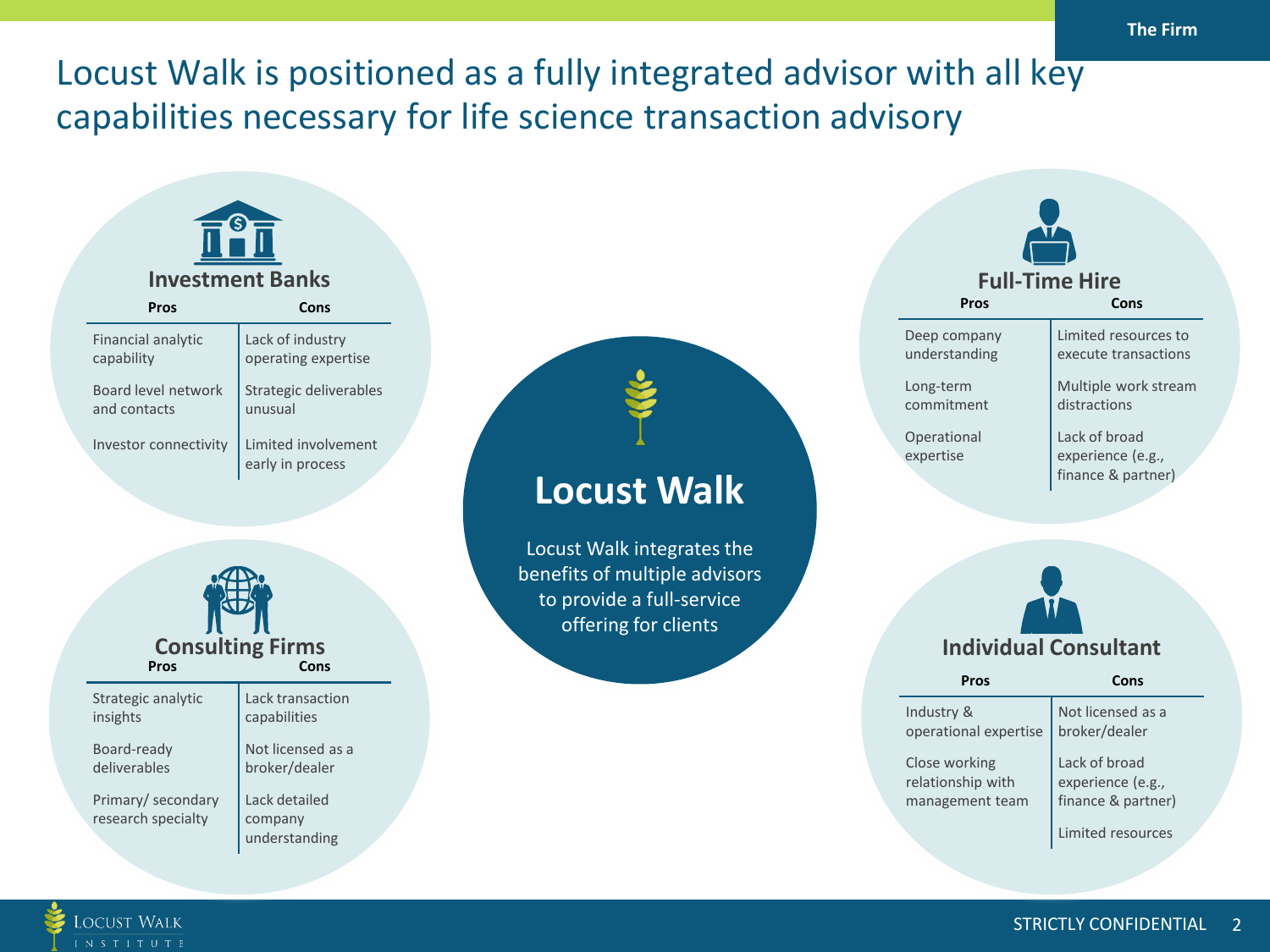# Locust Walk is positioned as a fully integrated advisor with all key capabilities necessary for life science transaction advisory

## Investment Banks

| Pros | Cons |
|---|---|
| Financial analytic capability | Lack of industry operating expertise |
| Board level network and contacts | Strategic deliverables unusual |
| Investor connectivity | Limited involvement early in process |

## Consulting Firms

| Pros | Cons |
|---|---|
| Strategic analytic insights | Lack transaction capabilities |
| Board-ready deliverables | Not licensed as a broker/dealer |
| Primary/ secondary research specialty | Lack detailed company understanding |

## Locust Walk

Locust Walk integrates the benefits of multiple advisors to provide a full-service offering for clients

## Full-Time Hire

| Pros | Cons |
|---|---|
| Deep company understanding | Limited resources to execute transactions |
| Long-term commitment | Multiple work stream distractions |
| Operational expertise | Lack of broad experience (e.g., finance & partner) |

## Individual Consultant

| Pros | Cons |
|---|---|
| Industry & operational expertise | Not licensed as a broker/dealer |
| Close working relationship with management team | Lack of broad experience (e.g., finance & partner) |
| | Limited resources |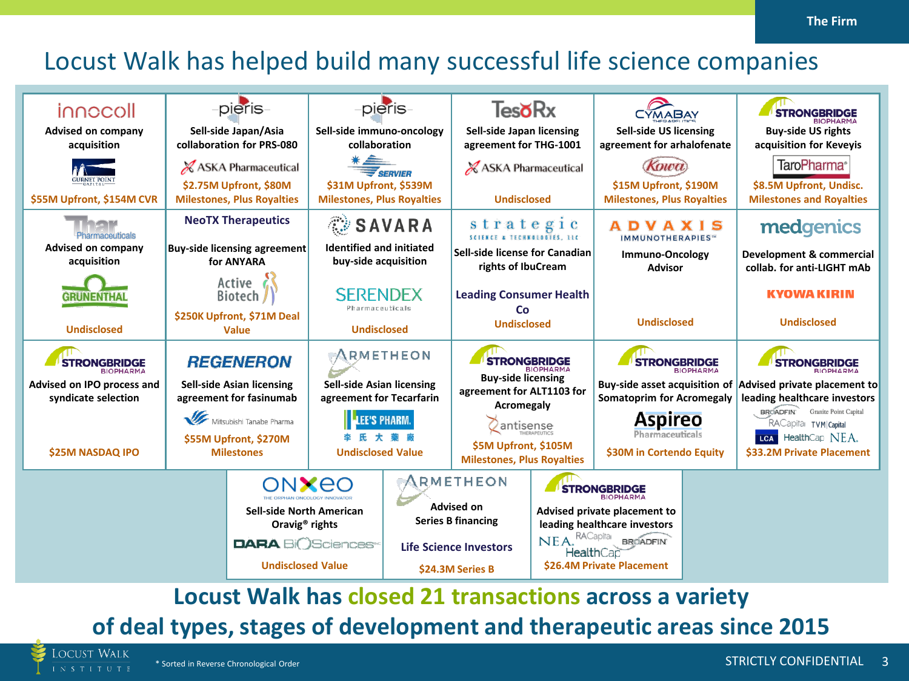# Locust Walk has helped build many successful life science companies

| Company | Transaction | Counterparty | Terms |
| --- | --- | --- | --- |
| innocoll | Advised on company acquisition | Gurnet Point Capital | $55M Upfront, $154M CVR |
| pieris | Sell-side Japan/Asia collaboration for PRS-080 | ASKA Pharmaceutical | $2.75M Upfront, $80M Milestones, Plus Royalties |
| pieris | Sell-side immuno-oncology collaboration | Servier | $31M Upfront, $539M Milestones, Plus Royalties |
| TesoRx | Sell-side Japan licensing agreement for THG-1001 | ASKA Pharmaceutical | Undisclosed |
| CymaBay Therapeutics | Sell-side US licensing agreement for arhalofenate | Kowa | $15M Upfront, $190M Milestones, Plus Royalties |
| Strongbridge Biopharma | Buy-side US rights acquisition for Keveyis | TaroPharma | $8.5M Upfront, Undisc. Milestones and Royalties |
| Thar Pharmaceuticals | Advised on company acquisition | Grünenthal | Undisclosed |
| NeoTX Therapeutics | Buy-side licensing agreement for ANYARA | Active Biotech | $250K Upfront, $71M Deal Value |
| Savara | Identified and initiated buy-side acquisition | Serendex Pharmaceuticals | Undisclosed |
| strategic science & technologies, llc | Sell-side license for Canadian rights of IbuCream | Leading Consumer Health Co | Undisclosed |
| Advaxis Immunotherapies | Immuno-Oncology Advisor | | Undisclosed |
| medgenics | Development & commercial collab. for anti-LIGHT mAb | Kyowa Kirin | Undisclosed |
| Strongbridge Biopharma | Advised on IPO process and syndicate selection | | $25M NASDAQ IPO |
| Regeneron | Sell-side Asian licensing agreement for fasinumab | Mitsubishi Tanabe Pharma | $55M Upfront, $270M Milestones |
| Armetheon | Sell-side Asian licensing agreement for Tecarfarin | Lee's Pharm. 李氏大藥廠 | Undisclosed Value |
| Strongbridge Biopharma | Buy-side licensing agreement for ALT1103 for Acromegaly | antisense Therapeutics | $5M Upfront, $105M Milestones, Plus Royalties |
| Strongbridge Biopharma | Buy-side asset acquisition of Somatoprim for Acromegaly | Aspireo Pharmaceuticals | $30M in Cortendo Equity |
| Strongbridge Biopharma | Advised private placement to leading healthcare investors | Broadfin, Granite Point Capital, RA Capital, TVM Capital, LCA, HealthCap, NEA | $33.2M Private Placement |
| Onxeo (The Orphan Oncology Innovator) | Sell-side North American Oravig® rights | DARA BioSciences | Undisclosed Value |
| Armetheon | Advised on Series B financing | Life Science Investors | $24.3M Series B |
| Strongbridge Biopharma | Advised private placement to leading healthcare investors | NEA, RA Capital, Broadfin, HealthCap | $26.4M Private Placement |

**Locust Walk has closed 21 transactions across a variety of deal types, stages of development and therapeutic areas since 2015**

\* Sorted in Reverse Chronological Order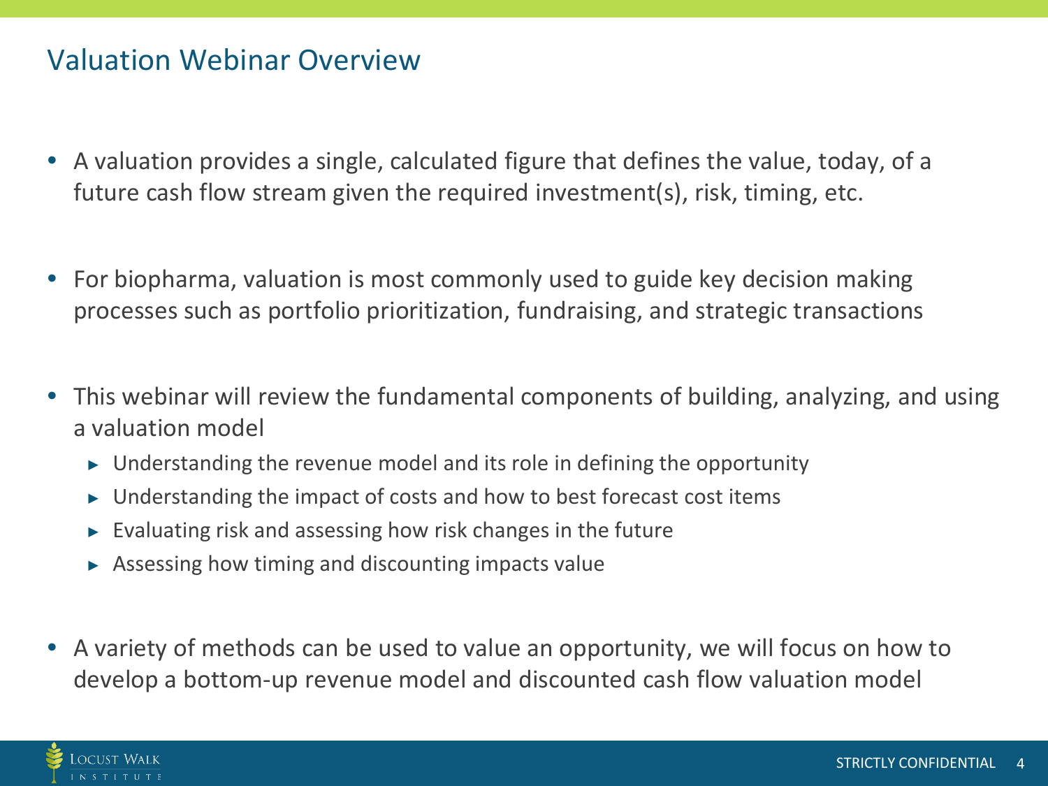# Valuation Webinar Overview

- A valuation provides a single, calculated figure that defines the value, today, of a future cash flow stream given the required investment(s), risk, timing, etc.

- For biopharma, valuation is most commonly used to guide key decision making processes such as portfolio prioritization, fundraising, and strategic transactions

- This webinar will review the fundamental components of building, analyzing, and using a valuation model
  - Understanding the revenue model and its role in defining the opportunity
  - Understanding the impact of costs and how to best forecast cost items
  - Evaluating risk and assessing how risk changes in the future
  - Assessing how timing and discounting impacts value

- A variety of methods can be used to value an opportunity, we will focus on how to develop a bottom-up revenue model and discounted cash flow valuation model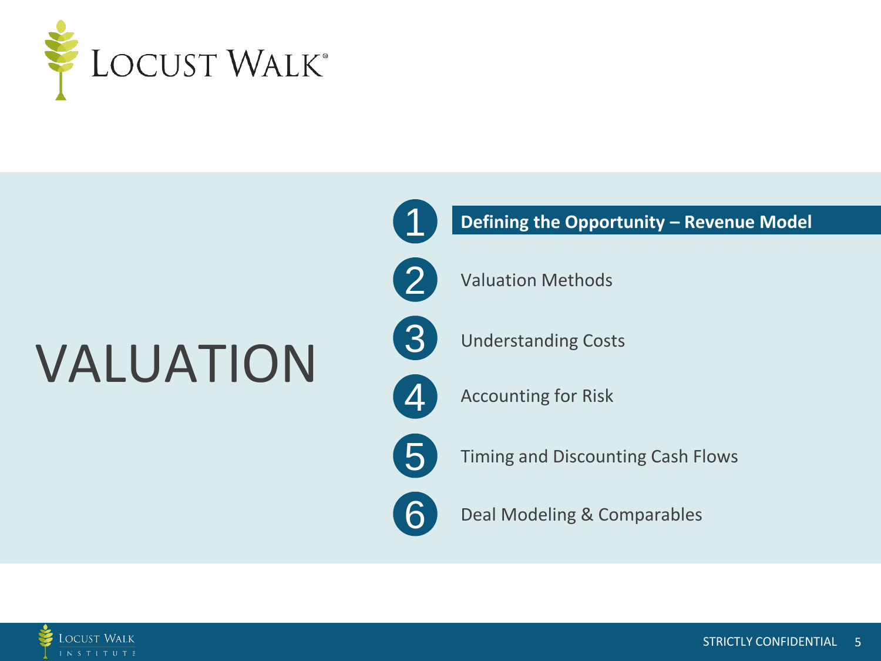# VALUATION

1. **Defining the Opportunity – Revenue Model**
2. Valuation Methods
3. Understanding Costs
4. Accounting for Risk
5. Timing and Discounting Cash Flows
6. Deal Modeling & Comparables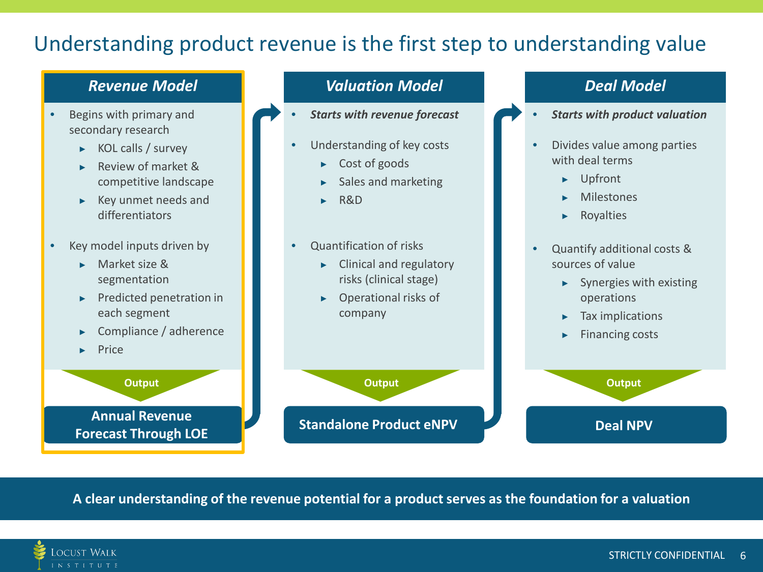# Understanding product revenue is the first step to understanding value

## *Revenue Model*

- Begins with primary and secondary research
  - KOL calls / survey
  - Review of market & competitive landscape
  - Key unmet needs and differentiators
- Key model inputs driven by
  - Market size & segmentation
  - Predicted penetration in each segment
  - Compliance / adherence
  - Price

**Output**

**Annual Revenue Forecast Through LOE**

## *Valuation Model*

- ***Starts with revenue forecast***
- Understanding of key costs
  - Cost of goods
  - Sales and marketing
  - R&D
- Quantification of risks
  - Clinical and regulatory risks (clinical stage)
  - Operational risks of company

**Output**

**Standalone Product eNPV**

## *Deal Model*

- ***Starts with product valuation***
- Divides value among parties with deal terms
  - Upfront
  - Milestones
  - Royalties
- Quantify additional costs & sources of value
  - Synergies with existing operations
  - Tax implications
  - Financing costs

**Output**

**Deal NPV**

**A clear understanding of the revenue potential for a product serves as the foundation for a valuation**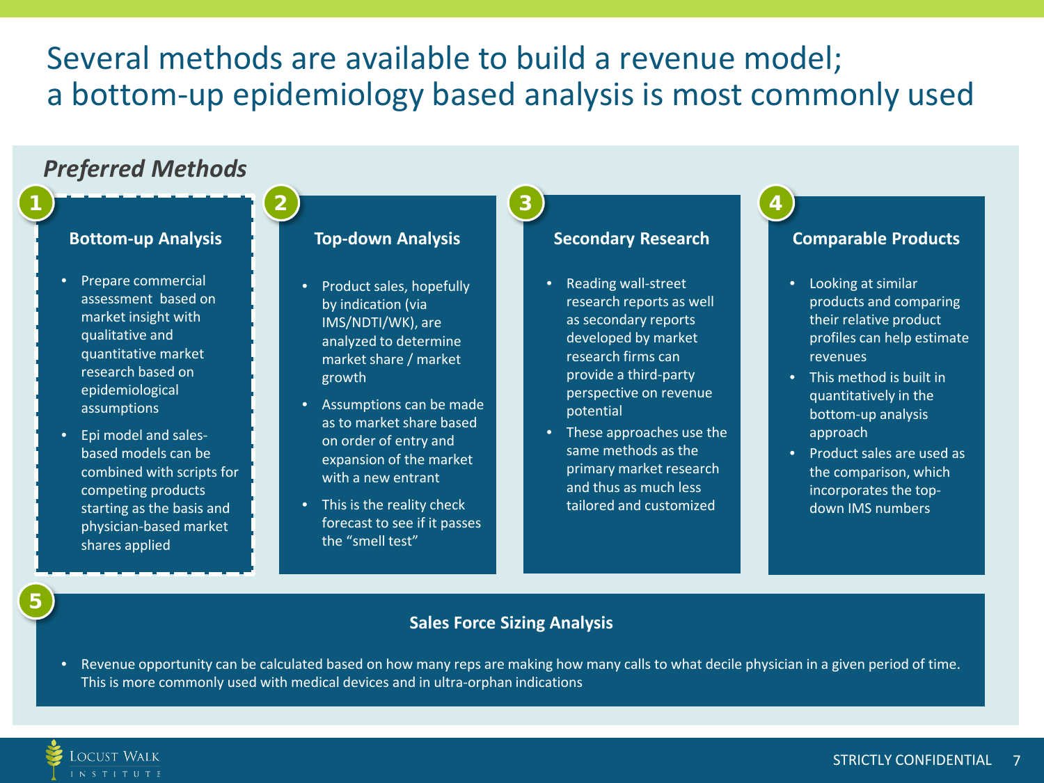# Several methods are available to build a revenue model; a bottom-up epidemiology based analysis is most commonly used

*Preferred Methods*

## 1 Bottom-up Analysis

- Prepare commercial assessment based on market insight with qualitative and quantitative market research based on epidemiological assumptions
- Epi model and sales-based models can be combined with scripts for competing products starting as the basis and physician-based market shares applied

## 2 Top-down Analysis

- Product sales, hopefully by indication (via IMS/NDTI/WK), are analyzed to determine market share / market growth
- Assumptions can be made as to market share based on order of entry and expansion of the market with a new entrant
- This is the reality check forecast to see if it passes the “smell test”

## 3 Secondary Research

- Reading wall-street research reports as well as secondary reports developed by market research firms can provide a third-party perspective on revenue potential
- These approaches use the same methods as the primary market research and thus as much less tailored and customized

## 4 Comparable Products

- Looking at similar products and comparing their relative product profiles can help estimate revenues
- This method is built in quantitatively in the bottom-up analysis approach
- Product sales are used as the comparison, which incorporates the top-down IMS numbers

## 5 Sales Force Sizing Analysis

- Revenue opportunity can be calculated based on how many reps are making how many calls to what decile physician in a given period of time. This is more commonly used with medical devices and in ultra-orphan indications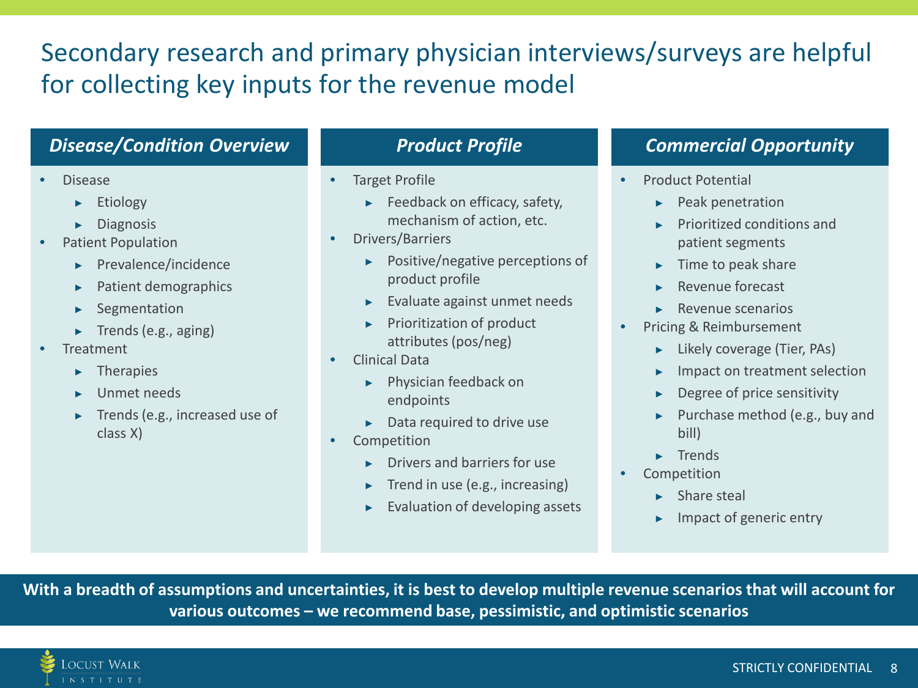# Secondary research and primary physician interviews/surveys are helpful for collecting key inputs for the revenue model

## *Disease/Condition Overview*

- Disease
  - Etiology
  - Diagnosis
- Patient Population
  - Prevalence/incidence
  - Patient demographics
  - Segmentation
  - Trends (e.g., aging)
- Treatment
  - Therapies
  - Unmet needs
  - Trends (e.g., increased use of class X)

## *Product Profile*

- Target Profile
  - Feedback on efficacy, safety, mechanism of action, etc.
- Drivers/Barriers
  - Positive/negative perceptions of product profile
  - Evaluate against unmet needs
  - Prioritization of product attributes (pos/neg)
- Clinical Data
  - Physician feedback on endpoints
  - Data required to drive use
- Competition
  - Drivers and barriers for use
  - Trend in use (e.g., increasing)
  - Evaluation of developing assets

## *Commercial Opportunity*

- Product Potential
  - Peak penetration
  - Prioritized conditions and patient segments
  - Time to peak share
  - Revenue forecast
  - Revenue scenarios
- Pricing & Reimbursement
  - Likely coverage (Tier, PAs)
  - Impact on treatment selection
  - Degree of price sensitivity
  - Purchase method (e.g., buy and bill)
  - Trends
- Competition
  - Share steal
  - Impact of generic entry

**With a breadth of assumptions and uncertainties, it is best to develop multiple revenue scenarios that will account for various outcomes – we recommend base, pessimistic, and optimistic scenarios**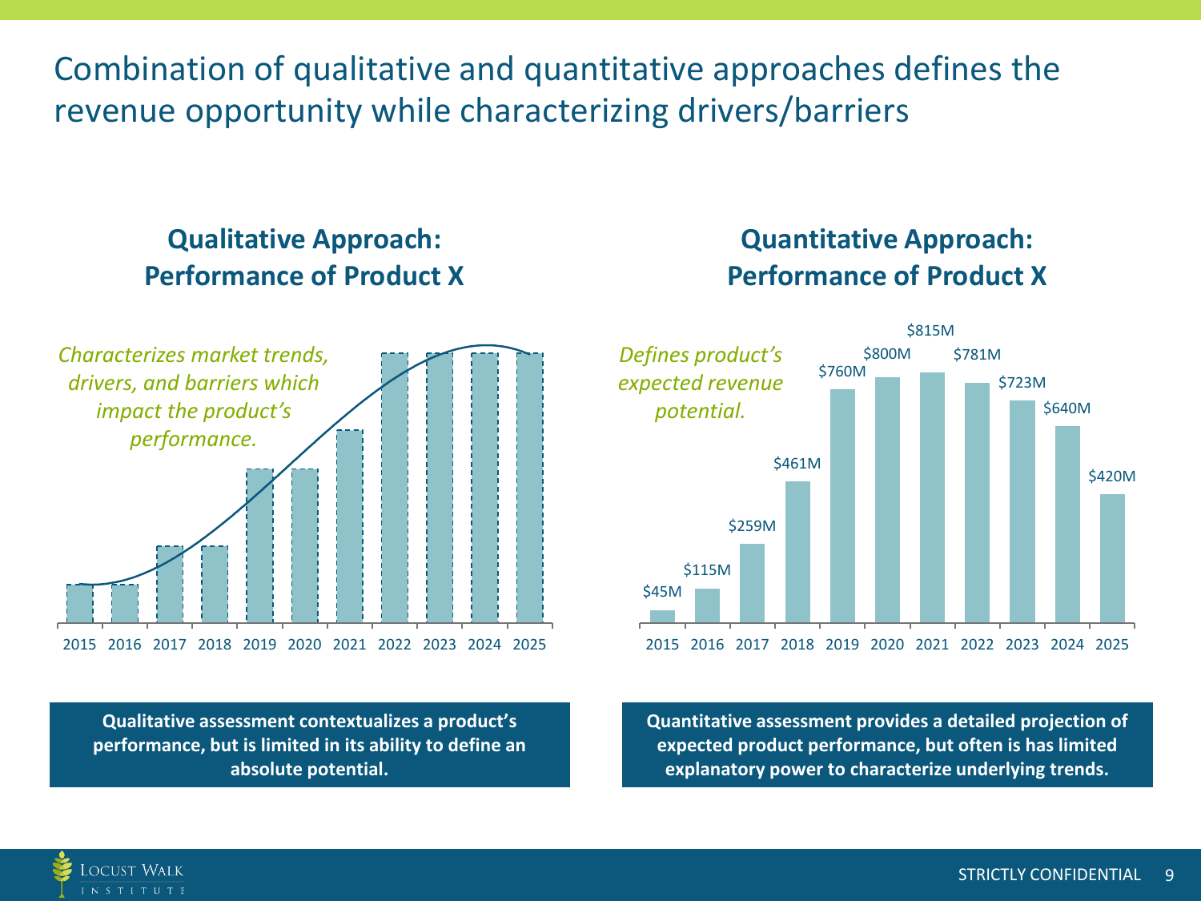# Combination of qualitative and quantitative approaches defines the revenue opportunity while characterizing drivers/barriers

## Qualitative Approach: Performance of Product X

*Characterizes market trends, drivers, and barriers which impact the product's performance.*

2015 2016 2017 2018 2019 2020 2021 2022 2023 2024 2025

**Qualitative assessment contextualizes a product's performance, but is limited in its ability to define an absolute potential.**

## Quantitative Approach: Performance of Product X

*Defines product's expected revenue potential.*

| Year | Revenue |
|---|---|
| 2015 | $45M |
| 2016 | $115M |
| 2017 | $259M |
| 2018 | $461M |
| 2019 | $760M |
| 2020 | $800M |
| 2021 | $815M |
| 2022 | $781M |
| 2023 | $723M |
| 2024 | $640M |
| 2025 | $420M |

**Quantitative assessment provides a detailed projection of expected product performance, but often is has limited explanatory power to characterize underlying trends.**

STRICTLY CONFIDENTIAL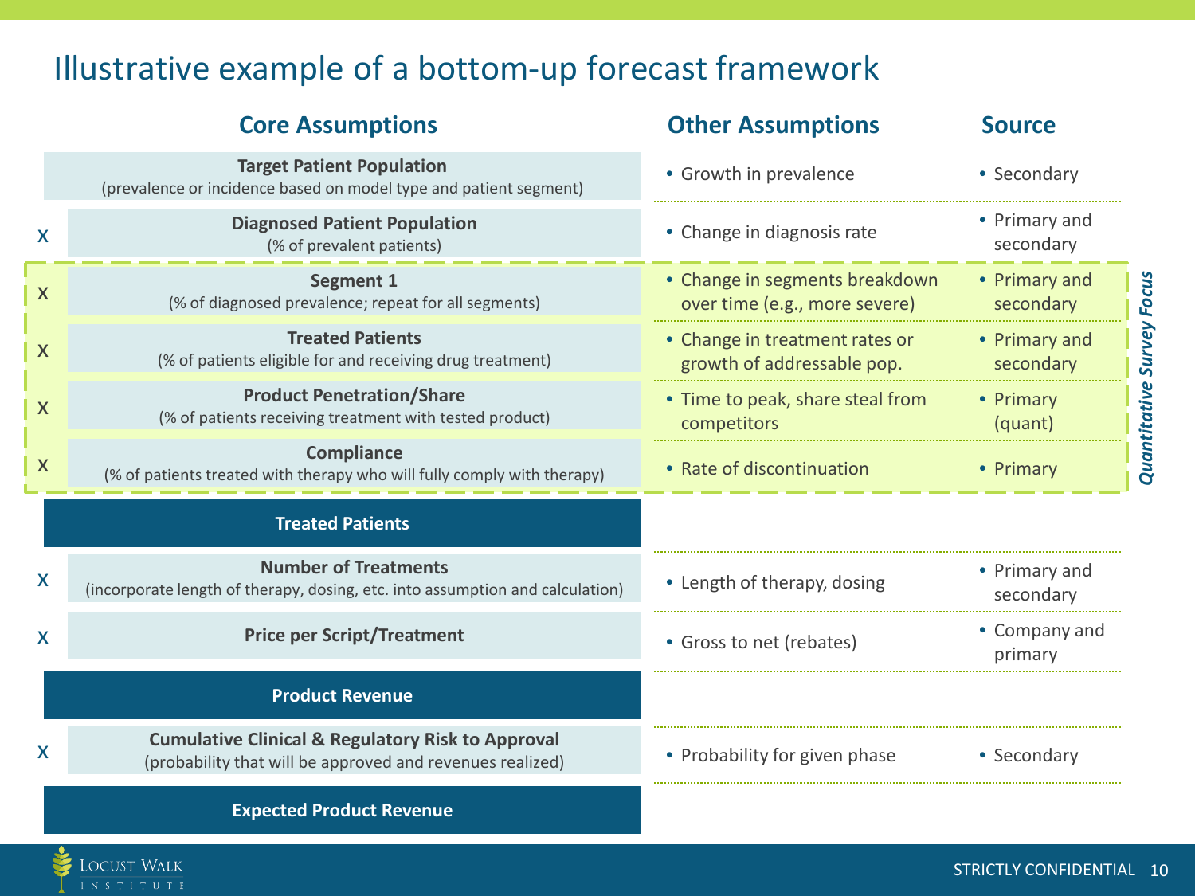# Illustrative example of a bottom-up forecast framework

| | Core Assumptions | Other Assumptions | Source |
|---|---|---|---|
| | **Target Patient Population** (prevalence or incidence based on model type and patient segment) | • Growth in prevalence | • Secondary |
| x | **Diagnosed Patient Population** (% of prevalent patients) | • Change in diagnosis rate | • Primary and secondary |
| x | **Segment 1** (% of diagnosed prevalence; repeat for all segments) | • Change in segments breakdown over time (e.g., more severe) | • Primary and secondary |
| x | **Treated Patients** (% of patients eligible for and receiving drug treatment) | • Change in treatment rates or growth of addressable pop. | • Primary and secondary |
| x | **Product Penetration/Share** (% of patients receiving treatment with tested product) | • Time to peak, share steal from competitors | • Primary (quant) |
| x | **Compliance** (% of patients treated with therapy who will fully comply with therapy) | • Rate of discontinuation | • Primary |
| | **Treated Patients** | | |
| x | **Number of Treatments** (incorporate length of therapy, dosing, etc. into assumption and calculation) | • Length of therapy, dosing | • Primary and secondary |
| x | **Price per Script/Treatment** | • Gross to net (rebates) | • Company and primary |
| | **Product Revenue** | | |
| x | **Cumulative Clinical & Regulatory Risk to Approval** (probability that will be approved and revenues realized) | • Probability for given phase | • Secondary |
| | **Expected Product Revenue** | | |

*Quantitative Survey Focus* (Segment 1, Treated Patients, Product Penetration/Share, Compliance)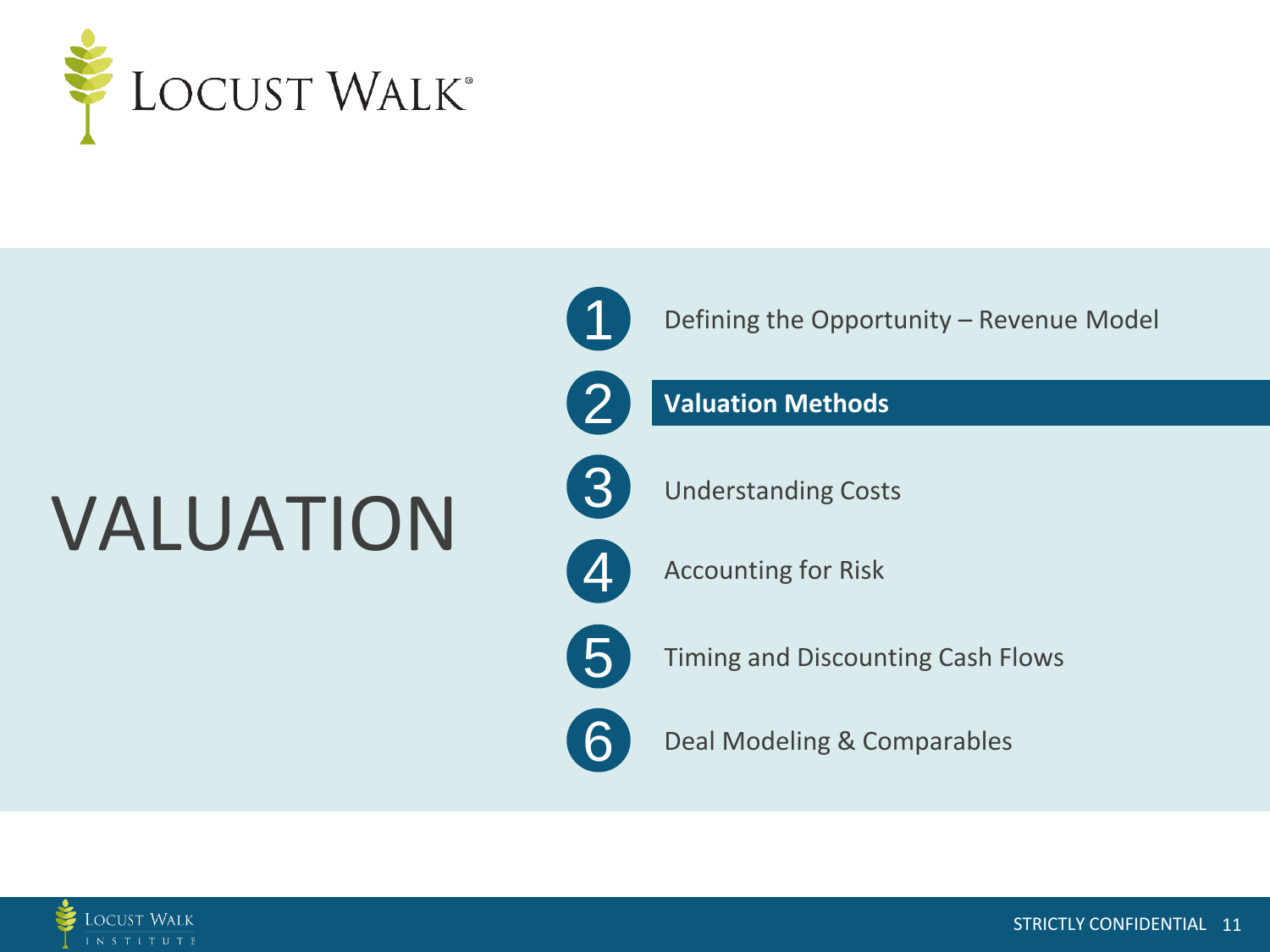# VALUATION

1. Defining the Opportunity – Revenue Model
2. **Valuation Methods**
3. Understanding Costs
4. Accounting for Risk
5. Timing and Discounting Cash Flows
6. Deal Modeling & Comparables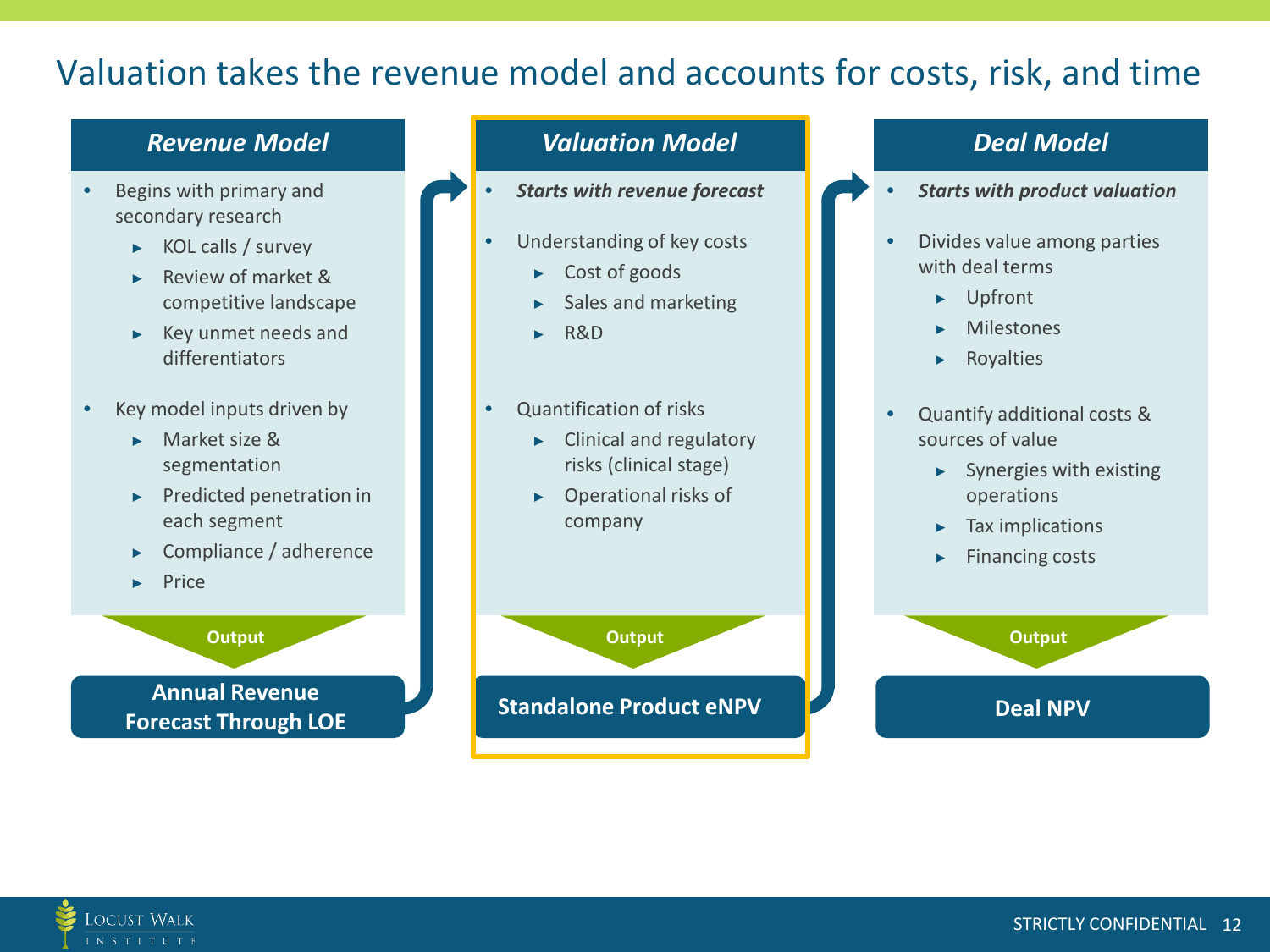# Valuation takes the revenue model and accounts for costs, risk, and time

## *Revenue Model*

- Begins with primary and secondary research
  - KOL calls / survey
  - Review of market & competitive landscape
  - Key unmet needs and differentiators
- Key model inputs driven by
  - Market size & segmentation
  - Predicted penetration in each segment
  - Compliance / adherence
  - Price

**Output**

**Annual Revenue Forecast Through LOE**

## *Valuation Model*

- ***Starts with revenue forecast***
- Understanding of key costs
  - Cost of goods
  - Sales and marketing
  - R&D
- Quantification of risks
  - Clinical and regulatory risks (clinical stage)
  - Operational risks of company

**Output**

**Standalone Product eNPV**

## *Deal Model*

- ***Starts with product valuation***
- Divides value among parties with deal terms
  - Upfront
  - Milestones
  - Royalties
- Quantify additional costs & sources of value
  - Synergies with existing operations
  - Tax implications
  - Financing costs

**Output**

**Deal NPV**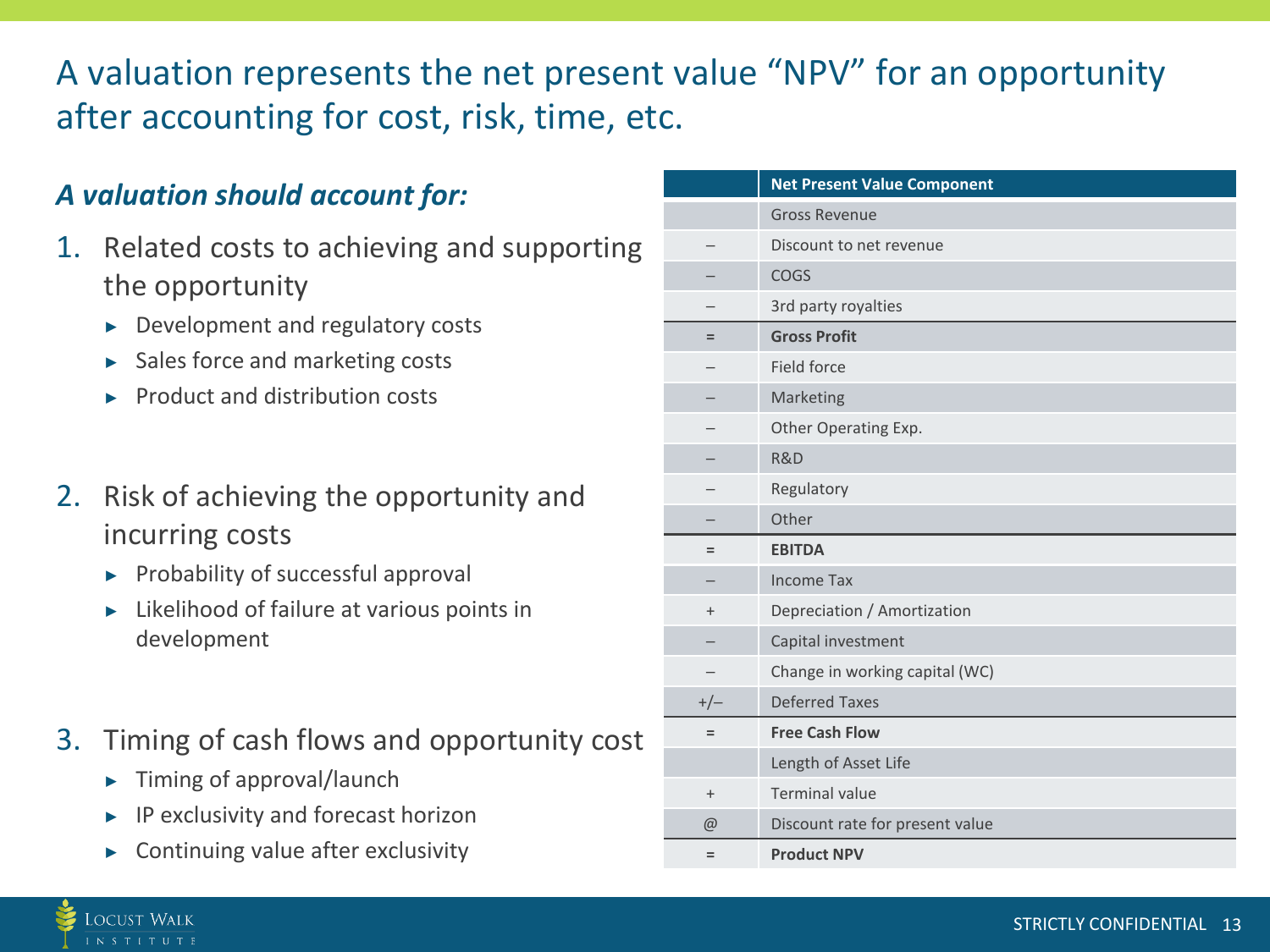# A valuation represents the net present value "NPV" for an opportunity after accounting for cost, risk, time, etc.

***A valuation should account for:***

1. Related costs to achieving and supporting the opportunity
   - Development and regulatory costs
   - Sales force and marketing costs
   - Product and distribution costs
2. Risk of achieving the opportunity and incurring costs
   - Probability of successful approval
   - Likelihood of failure at various points in development
3. Timing of cash flows and opportunity cost
   - Timing of approval/launch
   - IP exclusivity and forecast horizon
   - Continuing value after exclusivity

| | Net Present Value Component |
|---|---|
| | Gross Revenue |
| – | Discount to net revenue |
| – | COGS |
| – | 3rd party royalties |
| = | **Gross Profit** |
| – | Field force |
| – | Marketing |
| – | Other Operating Exp. |
| – | R&D |
| – | Regulatory |
| – | Other |
| = | **EBITDA** |
| – | Income Tax |
| + | Depreciation / Amortization |
| – | Capital investment |
| – | Change in working capital (WC) |
| +/– | Deferred Taxes |
| = | **Free Cash Flow** |
| | Length of Asset Life |
| + | Terminal value |
| @ | Discount rate for present value |
| = | **Product NPV** |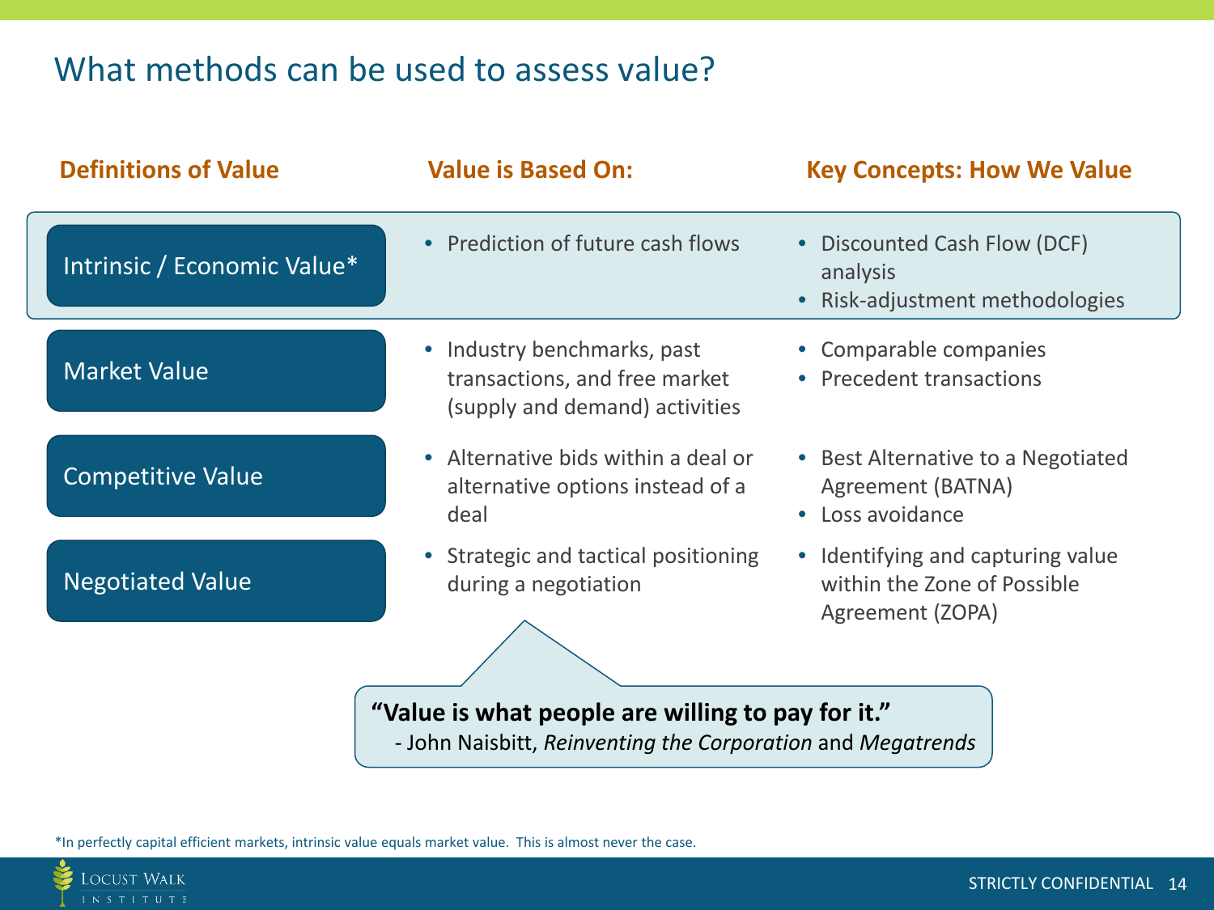# What methods can be used to assess value?

| Definitions of Value | Value is Based On: | Key Concepts: How We Value |
| --- | --- | --- |
| Intrinsic / Economic Value* | • Prediction of future cash flows | • Discounted Cash Flow (DCF) analysis<br>• Risk-adjustment methodologies |
| Market Value | • Industry benchmarks, past transactions, and free market (supply and demand) activities | • Comparable companies<br>• Precedent transactions |
| Competitive Value | • Alternative bids within a deal or alternative options instead of a deal | • Best Alternative to a Negotiated Agreement (BATNA)<br>• Loss avoidance |
| Negotiated Value | • Strategic and tactical positioning during a negotiation | • Identifying and capturing value within the Zone of Possible Agreement (ZOPA) |

> **"Value is what people are willing to pay for it."**
> \- John Naisbitt, *Reinventing the Corporation* and *Megatrends*

*In perfectly capital efficient markets, intrinsic value equals market value. This is almost never the case.

STRICTLY CONFIDENTIAL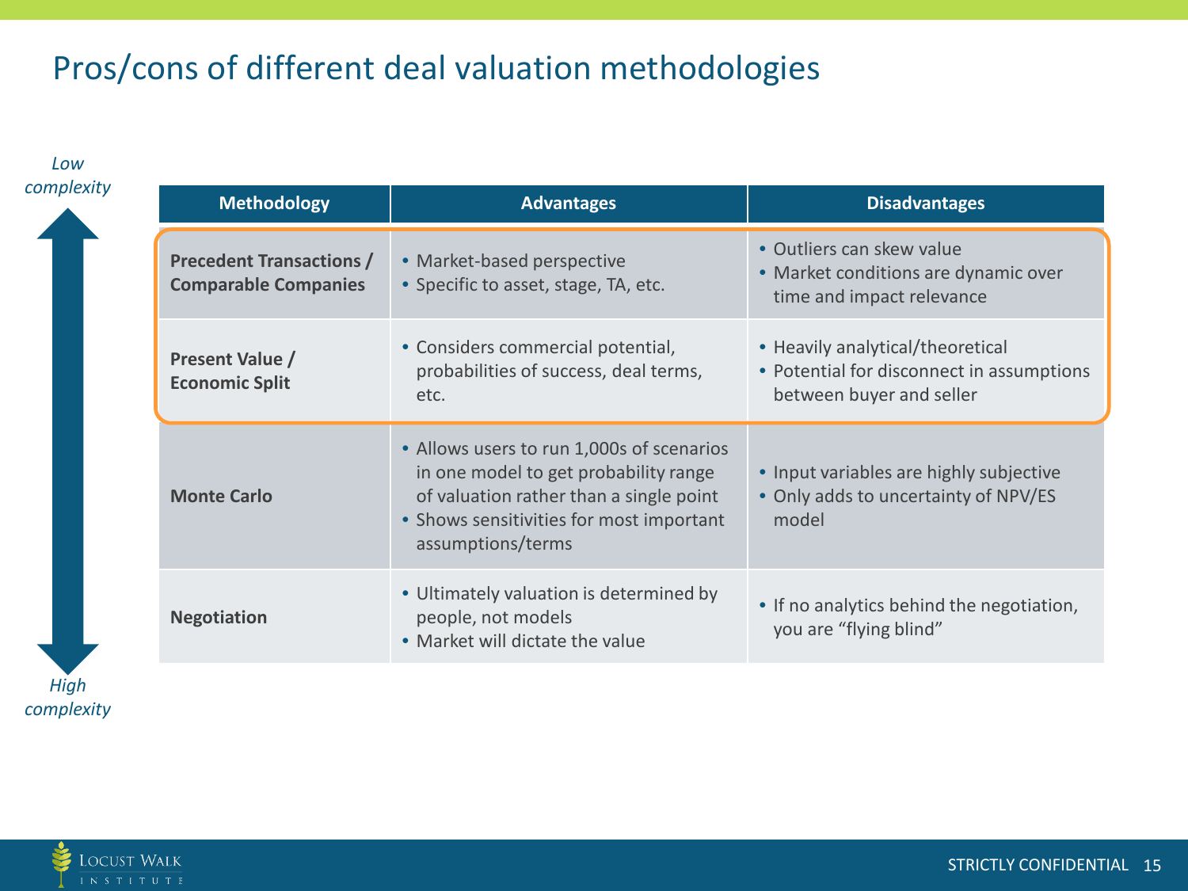# Pros/cons of different deal valuation methodologies

*Low complexity* ↕ *High complexity*

| Methodology | Advantages | Disadvantages |
| --- | --- | --- |
| **Precedent Transactions / Comparable Companies** | • Market-based perspective<br>• Specific to asset, stage, TA, etc. | • Outliers can skew value<br>• Market conditions are dynamic over time and impact relevance |
| **Present Value / Economic Split** | • Considers commercial potential, probabilities of success, deal terms, etc. | • Heavily analytical/theoretical<br>• Potential for disconnect in assumptions between buyer and seller |
| **Monte Carlo** | • Allows users to run 1,000s of scenarios in one model to get probability range of valuation rather than a single point<br>• Shows sensitivities for most important assumptions/terms | • Input variables are highly subjective<br>• Only adds to uncertainty of NPV/ES model |
| **Negotiation** | • Ultimately valuation is determined by people, not models<br>• Market will dictate the value | • If no analytics behind the negotiation, you are “flying blind” |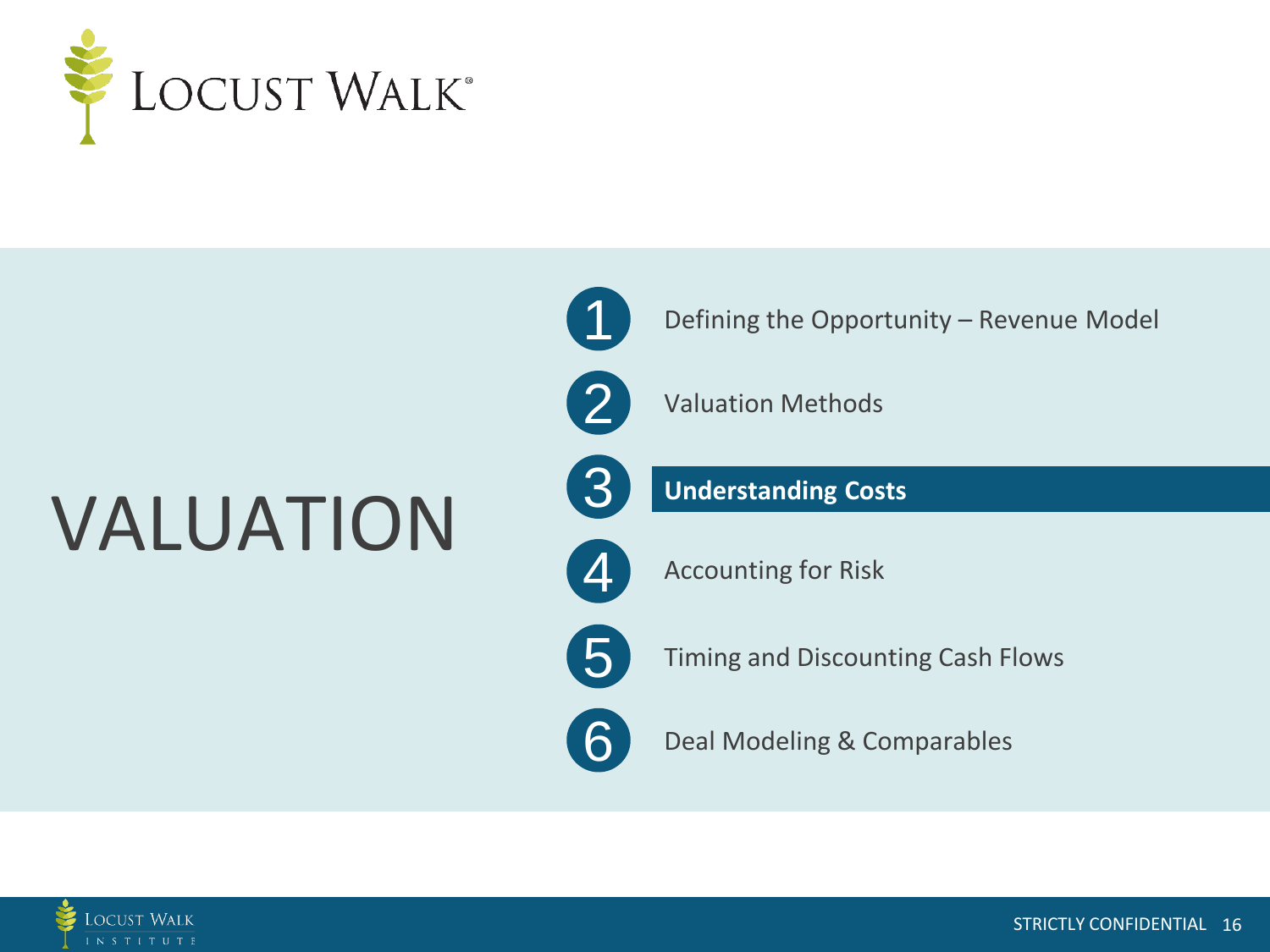# VALUATION

1. Defining the Opportunity – Revenue Model
2. Valuation Methods
3. **Understanding Costs**
4. Accounting for Risk
5. Timing and Discounting Cash Flows
6. Deal Modeling & Comparables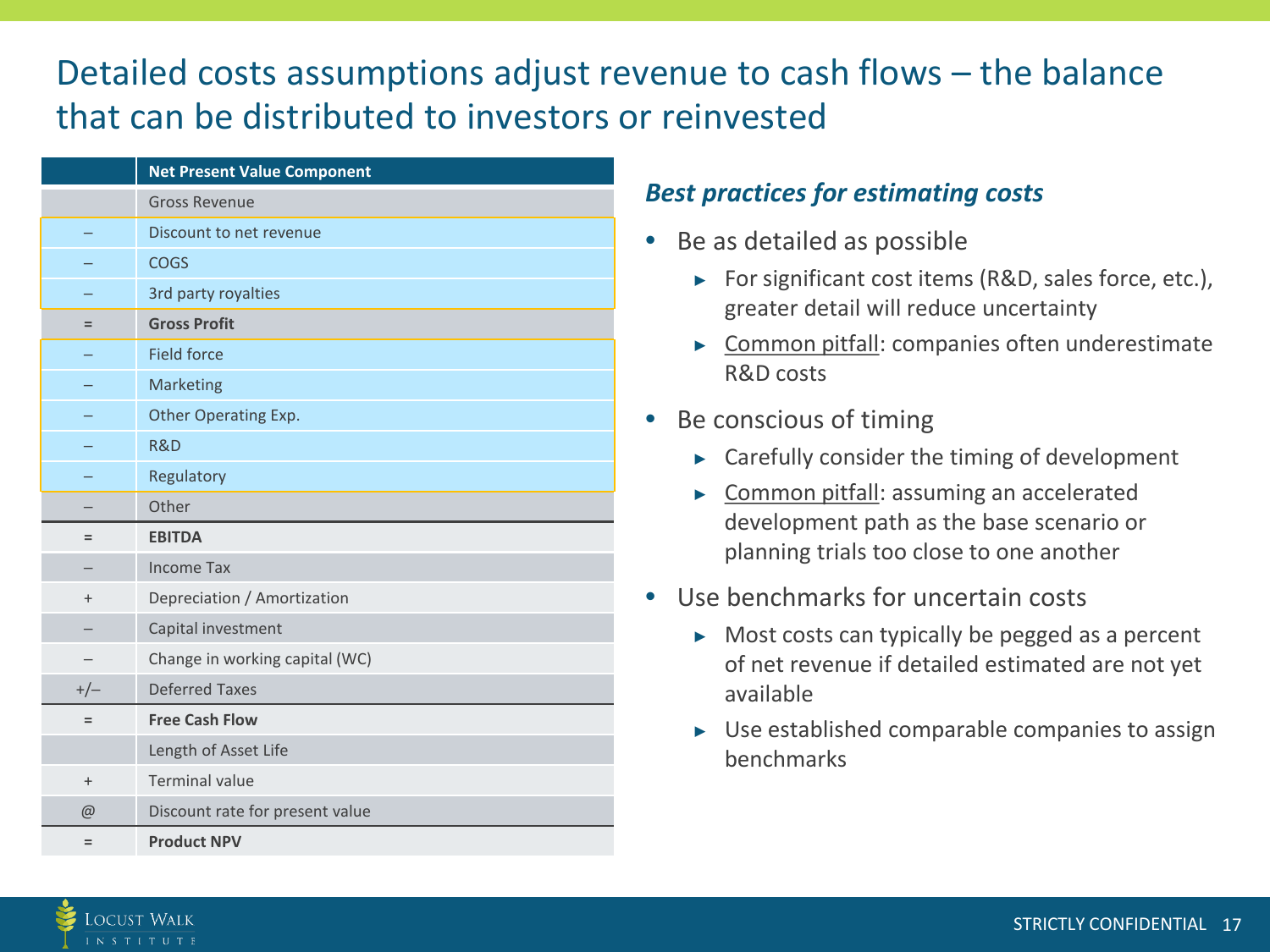# Detailed costs assumptions adjust revenue to cash flows – the balance that can be distributed to investors or reinvested

| | Net Present Value Component |
|---|---|
| | Gross Revenue |
| – | Discount to net revenue |
| – | COGS |
| – | 3rd party royalties |
| = | **Gross Profit** |
| – | Field force |
| – | Marketing |
| – | Other Operating Exp. |
| – | R&D |
| – | Regulatory |
| – | Other |
| = | **EBITDA** |
| – | Income Tax |
| + | Depreciation / Amortization |
| – | Capital investment |
| – | Change in working capital (WC) |
| +/– | Deferred Taxes |
| = | **Free Cash Flow** |
| | Length of Asset Life |
| + | Terminal value |
| @ | Discount rate for present value |
| = | **Product NPV** |

***Best practices for estimating costs***

- Be as detailed as possible
  - For significant cost items (R&D, sales force, etc.), greater detail will reduce uncertainty
  - Common pitfall: companies often underestimate R&D costs
- Be conscious of timing
  - Carefully consider the timing of development
  - Common pitfall: assuming an accelerated development path as the base scenario or planning trials too close to one another
- Use benchmarks for uncertain costs
  - Most costs can typically be pegged as a percent of net revenue if detailed estimated are not yet available
  - Use established comparable companies to assign benchmarks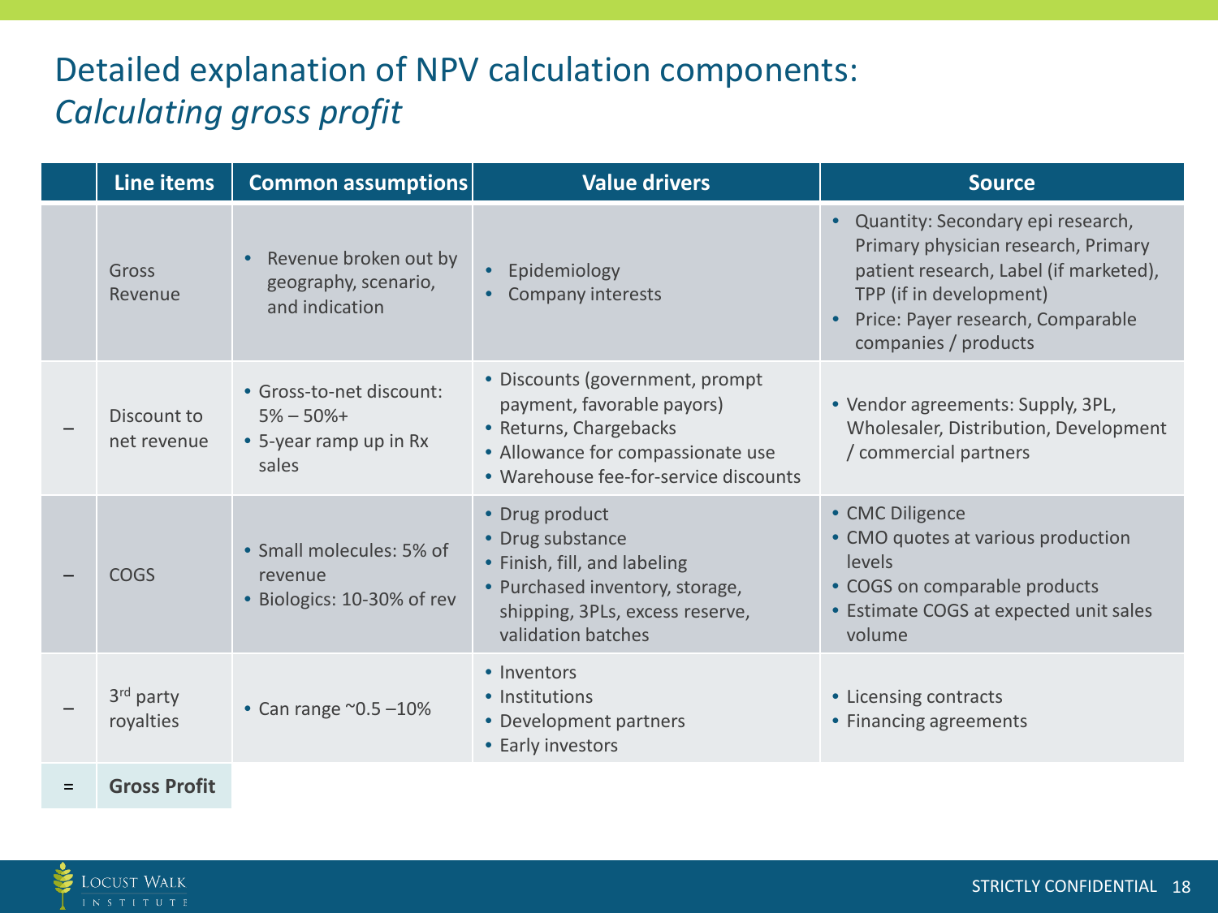# Detailed explanation of NPV calculation components:
## *Calculating gross profit*

| | Line items | Common assumptions | Value drivers | Source |
|---|---|---|---|---|
| | Gross Revenue | • Revenue broken out by geography, scenario, and indication | • Epidemiology<br>• Company interests | • Quantity: Secondary epi research, Primary physician research, Primary patient research, Label (if marketed), TPP (if in development)<br>• Price: Payer research, Comparable companies / products |
| – | Discount to net revenue | • Gross-to-net discount: 5% – 50%+<br>• 5-year ramp up in Rx sales | • Discounts (government, prompt payment, favorable payors)<br>• Returns, Chargebacks<br>• Allowance for compassionate use<br>• Warehouse fee-for-service discounts | • Vendor agreements: Supply, 3PL, Wholesaler, Distribution, Development / commercial partners |
| – | COGS | • Small molecules: 5% of revenue<br>• Biologics: 10-30% of rev | • Drug product<br>• Drug substance<br>• Finish, fill, and labeling<br>• Purchased inventory, storage, shipping, 3PLs, excess reserve, validation batches | • CMC Diligence<br>• CMO quotes at various production levels<br>• COGS on comparable products<br>• Estimate COGS at expected unit sales volume |
| – | 3rd party royalties | • Can range ~0.5 –10% | • Inventors<br>• Institutions<br>• Development partners<br>• Early investors | • Licensing contracts<br>• Financing agreements |
| = | **Gross Profit** | | | |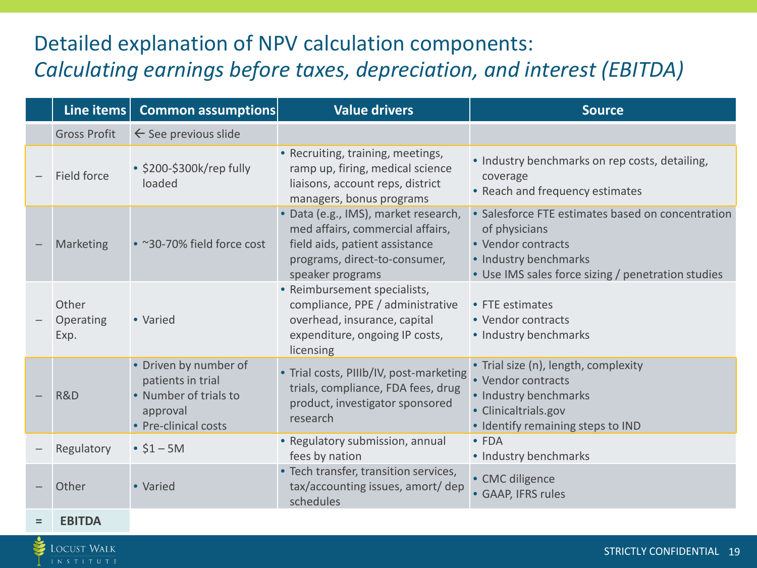# Detailed explanation of NPV calculation components:
## *Calculating earnings before taxes, depreciation, and interest (EBITDA)*

| | Line items | Common assumptions | Value drivers | Source |
|---|---|---|---|---|
| | Gross Profit | ← See previous slide | | |
| – | Field force | • $200-$300k/rep fully loaded | • Recruiting, training, meetings, ramp up, firing, medical science liaisons, account reps, district managers, bonus programs | • Industry benchmarks on rep costs, detailing, coverage<br>• Reach and frequency estimates |
| – | Marketing | • ~30-70% field force cost | • Data (e.g., IMS), market research, med affairs, commercial affairs, field aids, patient assistance programs, direct-to-consumer, speaker programs | • Salesforce FTE estimates based on concentration of physicians<br>• Vendor contracts<br>• Industry benchmarks<br>• Use IMS sales force sizing / penetration studies |
| – | Other Operating Exp. | • Varied | • Reimbursement specialists, compliance, PPE / administrative overhead, insurance, capital expenditure, ongoing IP costs, licensing | • FTE estimates<br>• Vendor contracts<br>• Industry benchmarks |
| – | R&D | • Driven by number of patients in trial<br>• Number of trials to approval<br>• Pre-clinical costs | • Trial costs, PIIIb/IV, post-marketing trials, compliance, FDA fees, drug product, investigator sponsored research | • Trial size (n), length, complexity<br>• Vendor contracts<br>• Industry benchmarks<br>• Clinicaltrials.gov<br>• Identify remaining steps to IND |
| – | Regulatory | • $1 – 5M | • Regulatory submission, annual fees by nation | • FDA<br>• Industry benchmarks |
| – | Other | • Varied | • Tech transfer, transition services, tax/accounting issues, amort/ dep schedules | • CMC diligence<br>• GAAP, IFRS rules |
| = | **EBITDA** | | | |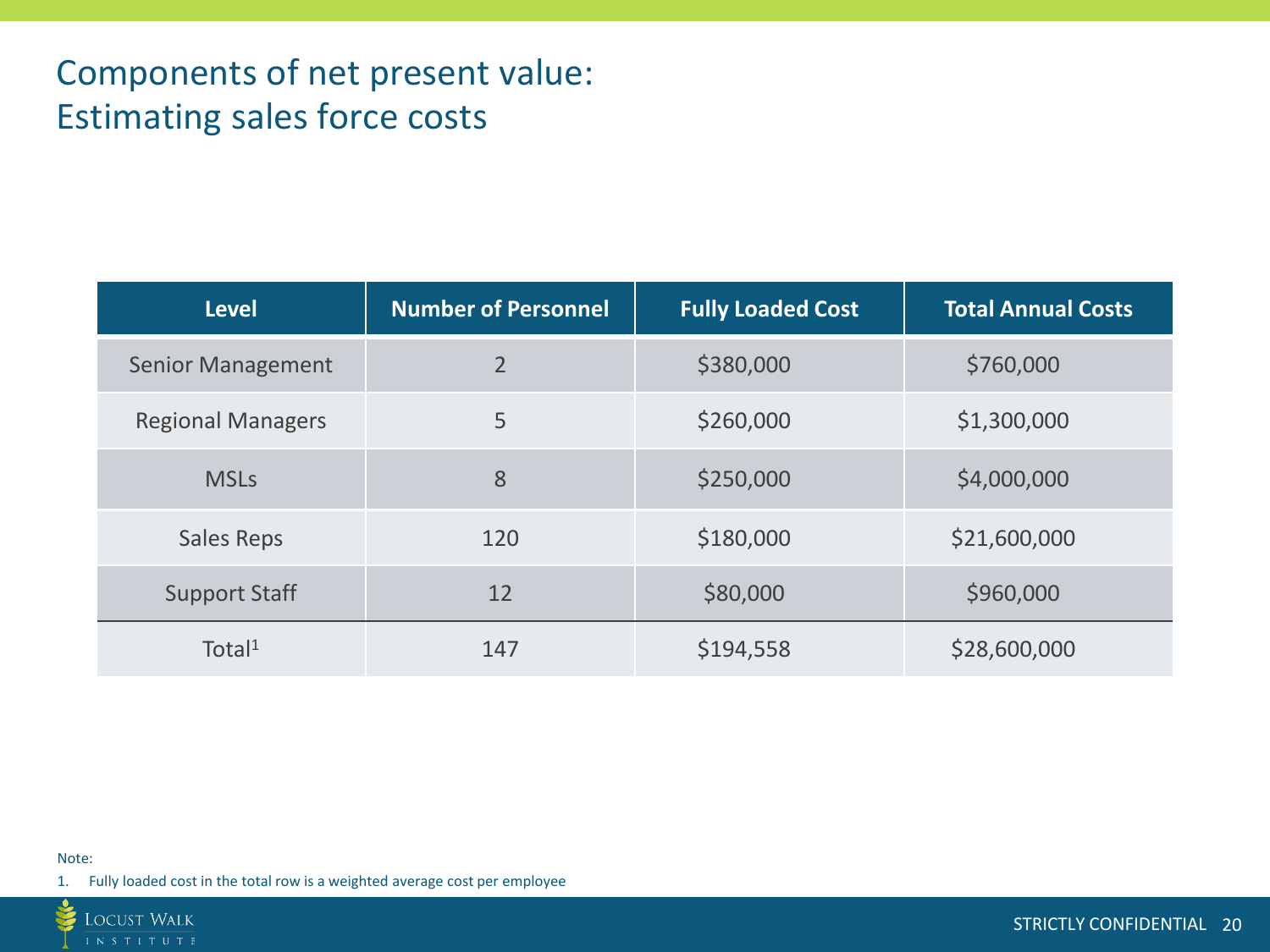# Components of net present value: Estimating sales force costs

| Level | Number of Personnel | Fully Loaded Cost | Total Annual Costs |
|---|---|---|---|
| Senior Management | 2 | $380,000 | $760,000 |
| Regional Managers | 5 | $260,000 | $1,300,000 |
| MSLs | 8 | $250,000 | $4,000,000 |
| Sales Reps | 120 | $180,000 | $21,600,000 |
| Support Staff | 12 | $80,000 | $960,000 |
| Total[1] | 147 | $194,558 | $28,600,000 |

Note:

1. Fully loaded cost in the total row is a weighted average cost per employee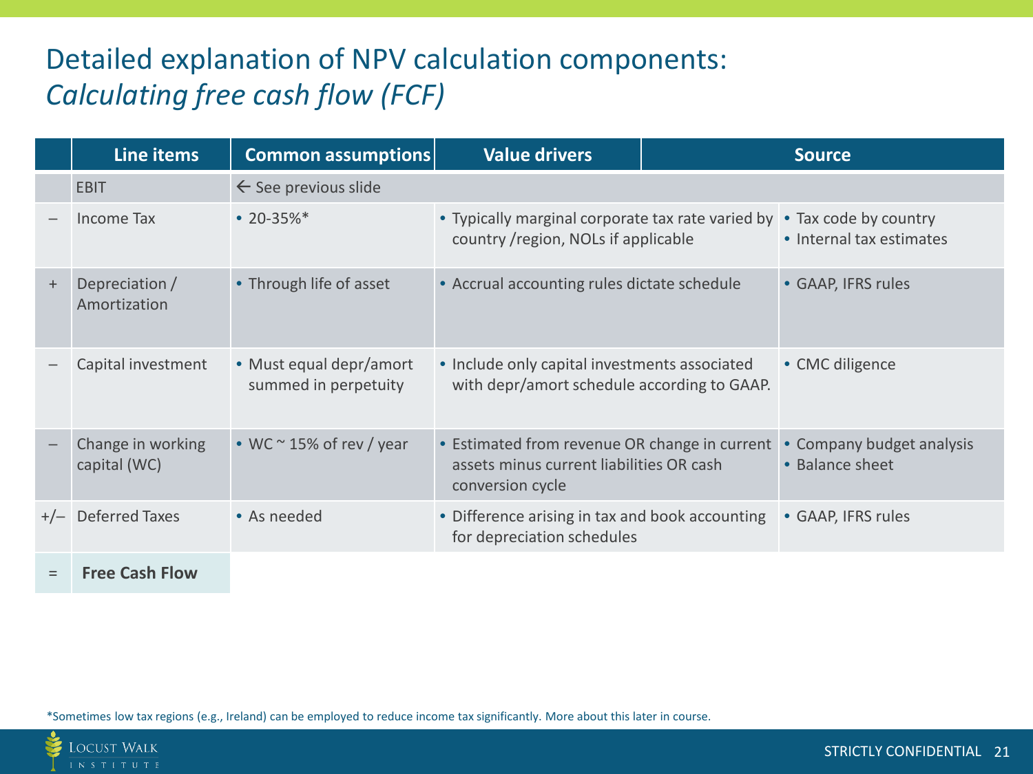# Detailed explanation of NPV calculation components:

## *Calculating free cash flow (FCF)*

| | Line items | Common assumptions | Value drivers | Source |
|---|---|---|---|---|
| | EBIT | ← See previous slide | | |
| – | Income Tax | • 20-35%* | • Typically marginal corporate tax rate varied by country /region, NOLs if applicable | • Tax code by country<br>• Internal tax estimates |
| + | Depreciation / Amortization | • Through life of asset | • Accrual accounting rules dictate schedule | • GAAP, IFRS rules |
| – | Capital investment | • Must equal depr/amort summed in perpetuity | • Include only capital investments associated with depr/amort schedule according to GAAP. | • CMC diligence |
| – | Change in working capital (WC) | • WC ~ 15% of rev / year | • Estimated from revenue OR change in current assets minus current liabilities OR cash conversion cycle | • Company budget analysis<br>• Balance sheet |
| +/– | Deferred Taxes | • As needed | • Difference arising in tax and book accounting for depreciation schedules | • GAAP, IFRS rules |
| = | **Free Cash Flow** | | | |

*Sometimes low tax regions (e.g., Ireland) can be employed to reduce income tax significantly. More about this later in course.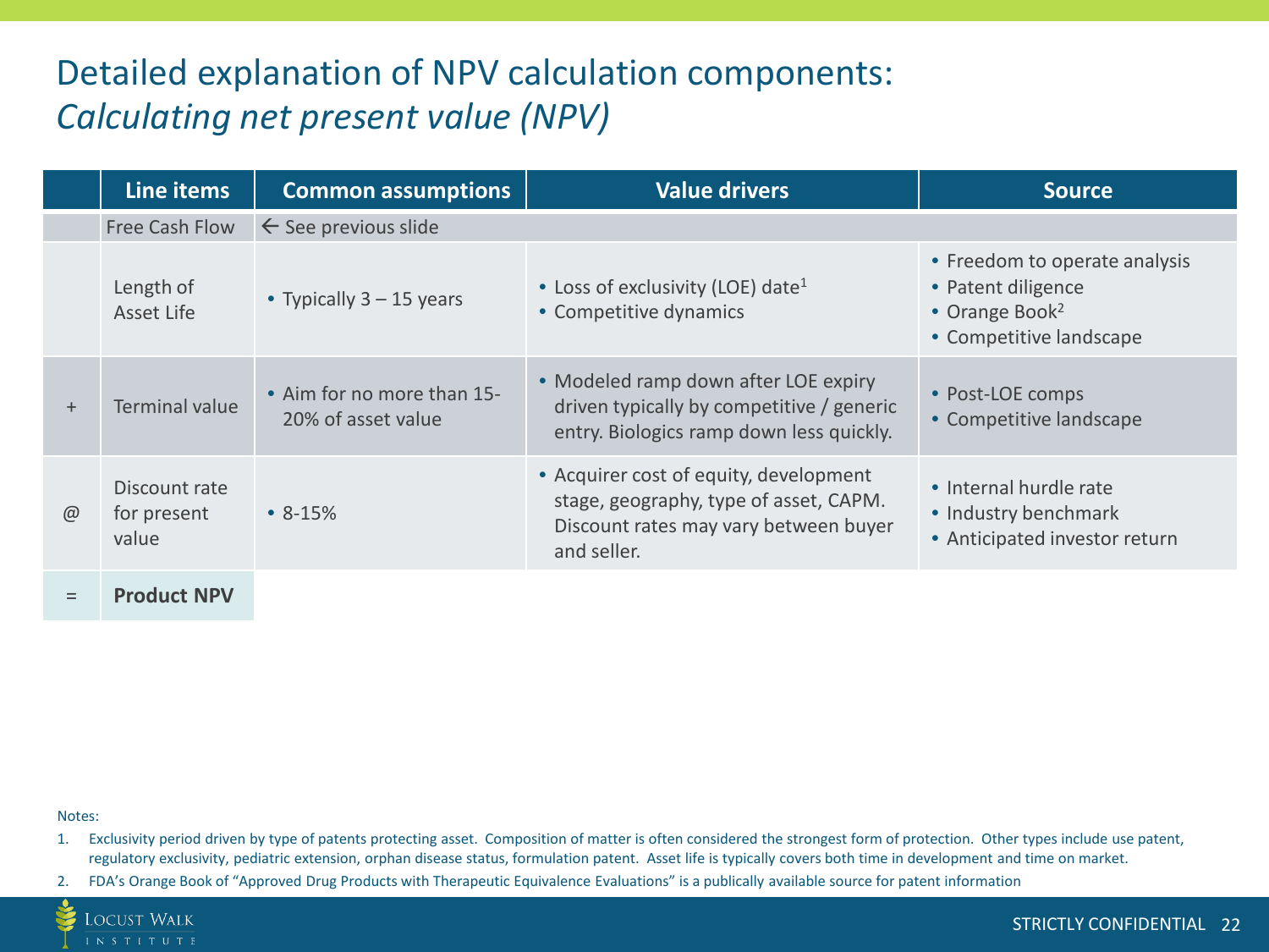# Detailed explanation of NPV calculation components: *Calculating net present value (NPV)*

| | Line items | Common assumptions | Value drivers | Source |
|---|---|---|---|---|
| | Free Cash Flow | ← See previous slide | | |
| | Length of Asset Life | • Typically 3 – 15 years | • Loss of exclusivity (LOE) date[1]<br>• Competitive dynamics | • Freedom to operate analysis<br>• Patent diligence<br>• Orange Book[2]<br>• Competitive landscape |
| + | Terminal value | • Aim for no more than 15-20% of asset value | • Modeled ramp down after LOE expiry driven typically by competitive / generic entry. Biologics ramp down less quickly. | • Post-LOE comps<br>• Competitive landscape |
| @ | Discount rate for present value | • 8-15% | • Acquirer cost of equity, development stage, geography, type of asset, CAPM. Discount rates may vary between buyer and seller. | • Internal hurdle rate<br>• Industry benchmark<br>• Anticipated investor return |
| = | **Product NPV** | | | |

Notes:

1. Exclusivity period driven by type of patents protecting asset. Composition of matter is often considered the strongest form of protection. Other types include use patent, regulatory exclusivity, pediatric extension, orphan disease status, formulation patent. Asset life is typically covers both time in development and time on market.
2. FDA's Orange Book of "Approved Drug Products with Therapeutic Equivalence Evaluations" is a publically available source for patent information

STRICTLY CONFIDENTIAL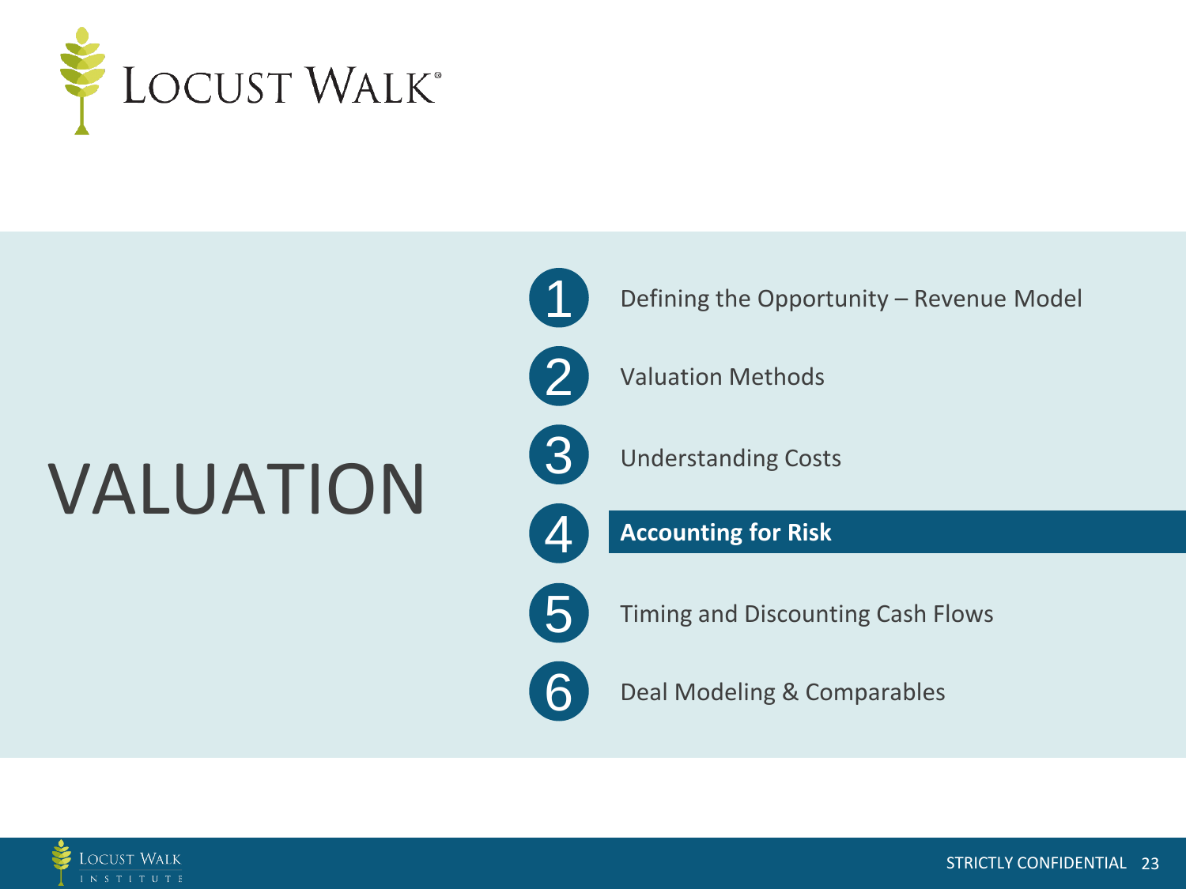# VALUATION

1. Defining the Opportunity – Revenue Model
2. Valuation Methods
3. Understanding Costs
4. **Accounting for Risk**
5. Timing and Discounting Cash Flows
6. Deal Modeling & Comparables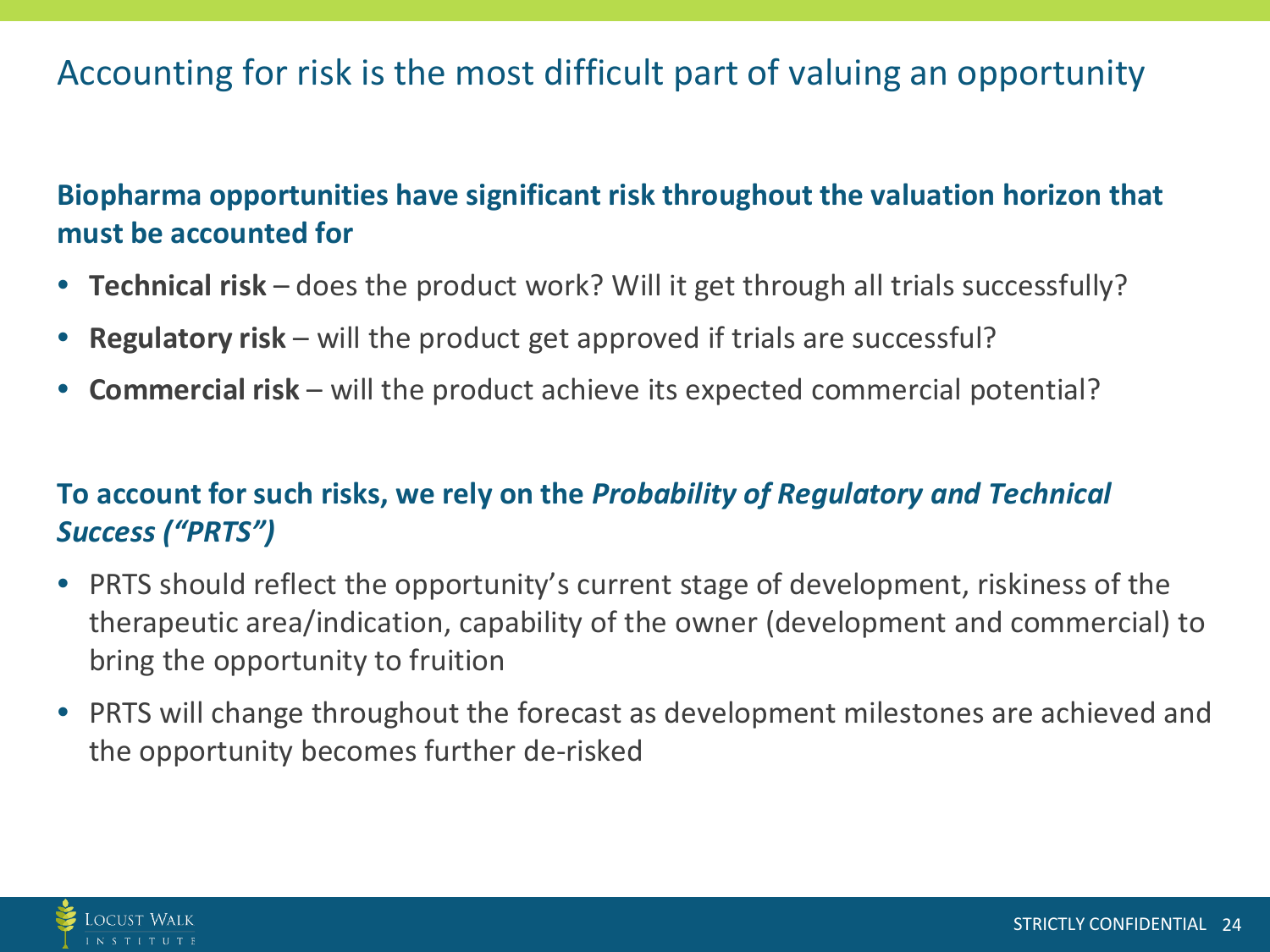# Accounting for risk is the most difficult part of valuing an opportunity

**Biopharma opportunities have significant risk throughout the valuation horizon that must be accounted for**

- **Technical risk** – does the product work? Will it get through all trials successfully?
- **Regulatory risk** – will the product get approved if trials are successful?
- **Commercial risk** – will the product achieve its expected commercial potential?

**To account for such risks, we rely on the *Probability of Regulatory and Technical Success ("PRTS")***

- PRTS should reflect the opportunity's current stage of development, riskiness of the therapeutic area/indication, capability of the owner (development and commercial) to bring the opportunity to fruition
- PRTS will change throughout the forecast as development milestones are achieved and the opportunity becomes further de-risked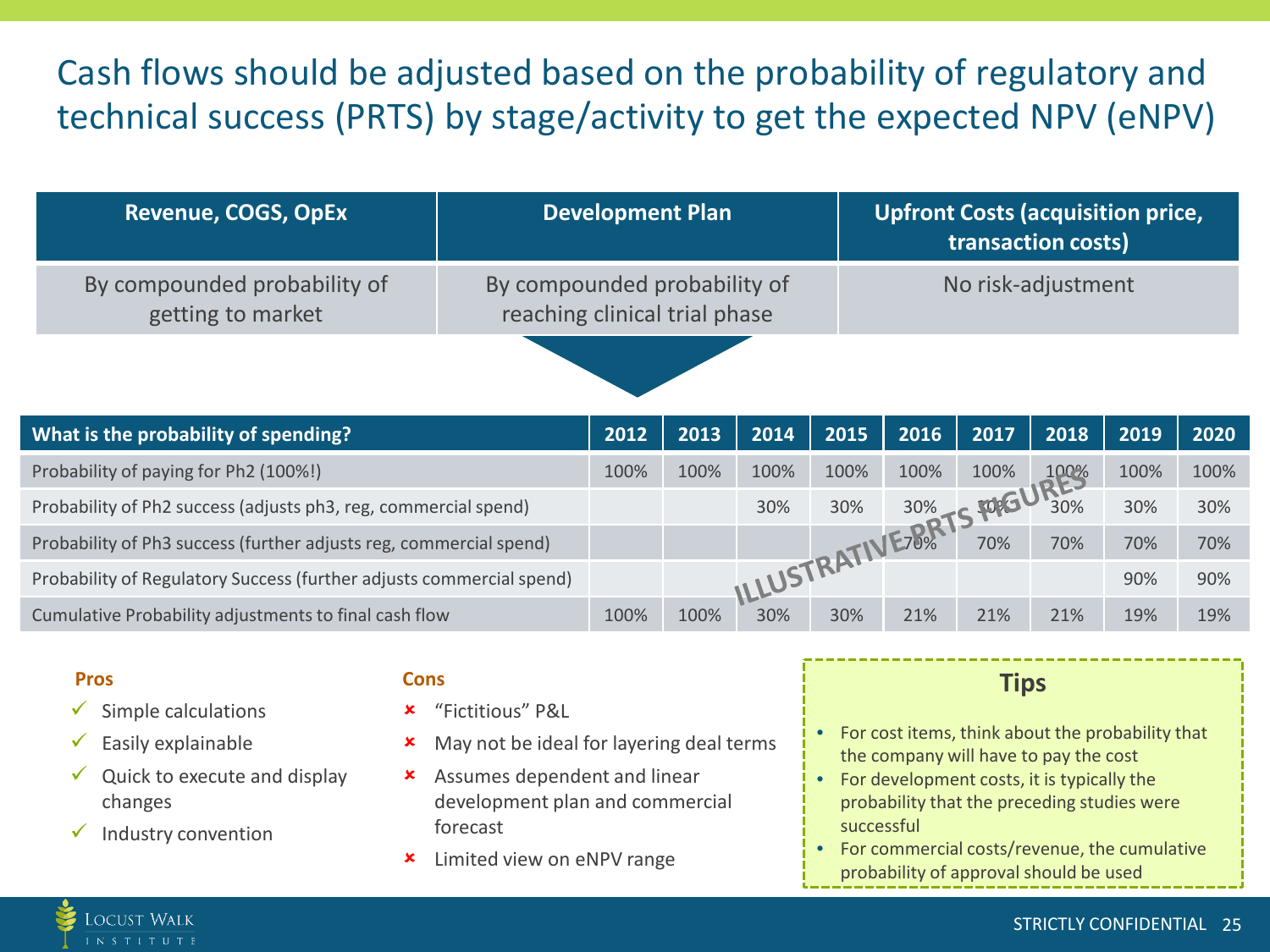# Cash flows should be adjusted based on the probability of regulatory and technical success (PRTS) by stage/activity to get the expected NPV (eNPV)

| Revenue, COGS, OpEx | Development Plan | Upfront Costs (acquisition price, transaction costs) |
|---|---|---|
| By compounded probability of getting to market | By compounded probability of reaching clinical trial phase | No risk-adjustment |

ILLUSTRATIVE PRTS FIGURES

| What is the probability of spending? | 2012 | 2013 | 2014 | 2015 | 2016 | 2017 | 2018 | 2019 | 2020 |
|---|---|---|---|---|---|---|---|---|---|
| Probability of paying for Ph2 (100%!) | 100% | 100% | 100% | 100% | 100% | 100% | 100% | 100% | 100% |
| Probability of Ph2 success (adjusts ph3, reg, commercial spend) | | | 30% | 30% | 30% | 30% | 30% | 30% | 30% |
| Probability of Ph3 success (further adjusts reg, commercial spend) | | | | | 70% | 70% | 70% | 70% | 70% |
| Probability of Regulatory Success (further adjusts commercial spend) | | | | | | | | 90% | 90% |
| Cumulative Probability adjustments to final cash flow | 100% | 100% | 30% | 30% | 21% | 21% | 21% | 19% | 19% |

**Pros**

- ✓ Simple calculations
- ✓ Easily explainable
- ✓ Quick to execute and display changes
- ✓ Industry convention

**Cons**

- ✗ "Fictitious" P&L
- ✗ May not be ideal for layering deal terms
- ✗ Assumes dependent and linear development plan and commercial forecast
- ✗ Limited view on eNPV range

**Tips**

- For cost items, think about the probability that the company will have to pay the cost
- For development costs, it is typically the probability that the preceding studies were successful
- For commercial costs/revenue, the cumulative probability of approval should be used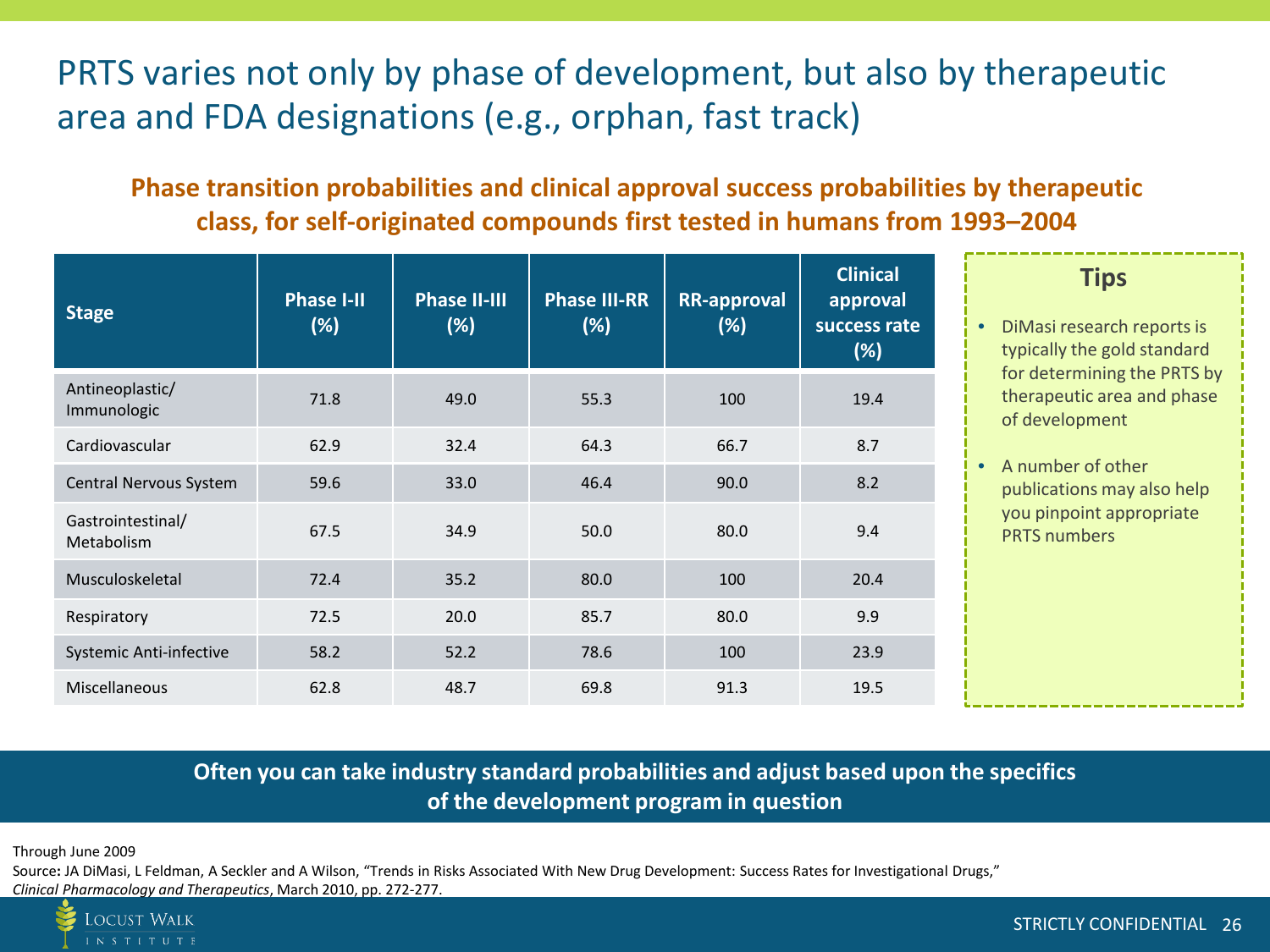# PRTS varies not only by phase of development, but also by therapeutic area and FDA designations (e.g., orphan, fast track)

## Phase transition probabilities and clinical approval success probabilities by therapeutic class, for self-originated compounds first tested in humans from 1993–2004

| Stage | Phase I-II (%) | Phase II-III (%) | Phase III-RR (%) | RR-approval (%) | Clinical approval success rate (%) |
|---|---|---|---|---|---|
| Antineoplastic/ Immunologic | 71.8 | 49.0 | 55.3 | 100 | 19.4 |
| Cardiovascular | 62.9 | 32.4 | 64.3 | 66.7 | 8.7 |
| Central Nervous System | 59.6 | 33.0 | 46.4 | 90.0 | 8.2 |
| Gastrointestinal/ Metabolism | 67.5 | 34.9 | 50.0 | 80.0 | 9.4 |
| Musculoskeletal | 72.4 | 35.2 | 80.0 | 100 | 20.4 |
| Respiratory | 72.5 | 20.0 | 85.7 | 80.0 | 9.9 |
| Systemic Anti-infective | 58.2 | 52.2 | 78.6 | 100 | 23.9 |
| Miscellaneous | 62.8 | 48.7 | 69.8 | 91.3 | 19.5 |

### Tips

- DiMasi research reports is typically the gold standard for determining the PRTS by therapeutic area and phase of development
- A number of other publications may also help you pinpoint appropriate PRTS numbers

**Often you can take industry standard probabilities and adjust based upon the specifics of the development program in question**

Through June 2009

Source: JA DiMasi, L Feldman, A Seckler and A Wilson, "Trends in Risks Associated With New Drug Development: Success Rates for Investigational Drugs," *Clinical Pharmacology and Therapeutics*, March 2010, pp. 272-277.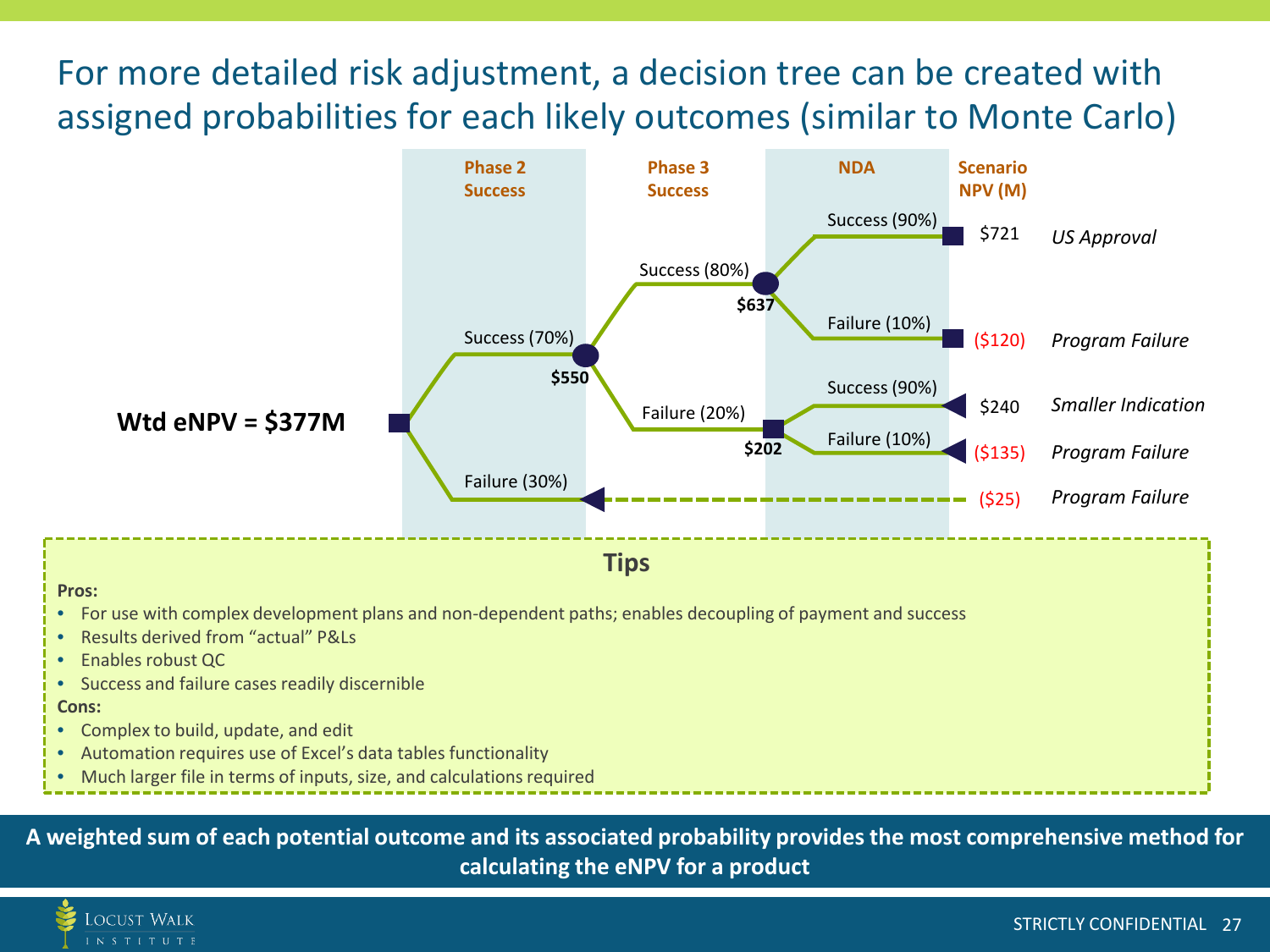# For more detailed risk adjustment, a decision tree can be created with assigned probabilities for each likely outcomes (similar to Monte Carlo)

**Wtd eNPV = $377M**

| Phase 2 Success | Phase 3 Success | NDA | Scenario NPV (M) | |
|---|---|---|---|---|
| Success (70%) — **$550** | Success (80%) — **$637** | Success (90%) | $721 | *US Approval* |
| | | Failure (10%) | ($120) | *Program Failure* |
| | Failure (20%) — **$202** | Success (90%) | $240 | *Smaller Indication* |
| | | Failure (10%) | ($135) | *Program Failure* |
| Failure (30%) | | | ($25) | *Program Failure* |

## Tips

**Pros:**

- For use with complex development plans and non-dependent paths; enables decoupling of payment and success
- Results derived from "actual" P&Ls
- Enables robust QC
- Success and failure cases readily discernible

**Cons:**

- Complex to build, update, and edit
- Automation requires use of Excel's data tables functionality
- Much larger file in terms of inputs, size, and calculations required

**A weighted sum of each potential outcome and its associated probability provides the most comprehensive method for calculating the eNPV for a product**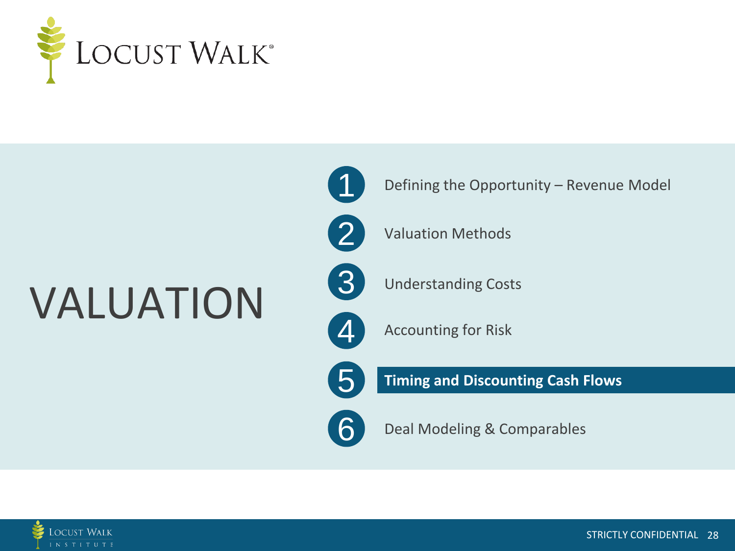# VALUATION

1. Defining the Opportunity – Revenue Model
2. Valuation Methods
3. Understanding Costs
4. Accounting for Risk
5. **Timing and Discounting Cash Flows**
6. Deal Modeling & Comparables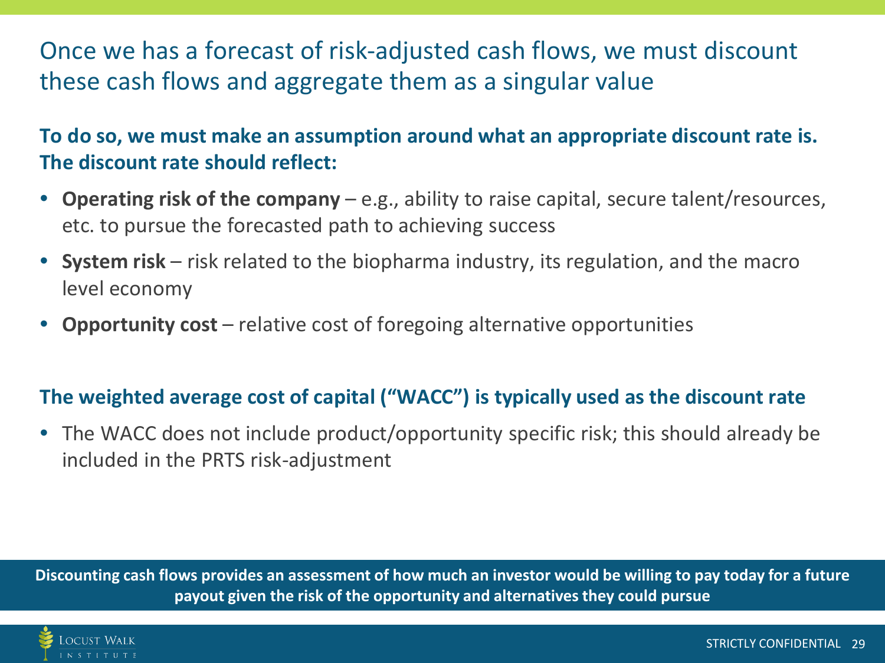# Once we has a forecast of risk-adjusted cash flows, we must discount these cash flows and aggregate them as a singular value

**To do so, we must make an assumption around what an appropriate discount rate is. The discount rate should reflect:**

- **Operating risk of the company** – e.g., ability to raise capital, secure talent/resources, etc. to pursue the forecasted path to achieving success
- **System risk** – risk related to the biopharma industry, its regulation, and the macro level economy
- **Opportunity cost** – relative cost of foregoing alternative opportunities

**The weighted average cost of capital ("WACC") is typically used as the discount rate**

- The WACC does not include product/opportunity specific risk; this should already be included in the PRTS risk-adjustment

**Discounting cash flows provides an assessment of how much an investor would be willing to pay today for a future payout given the risk of the opportunity and alternatives they could pursue**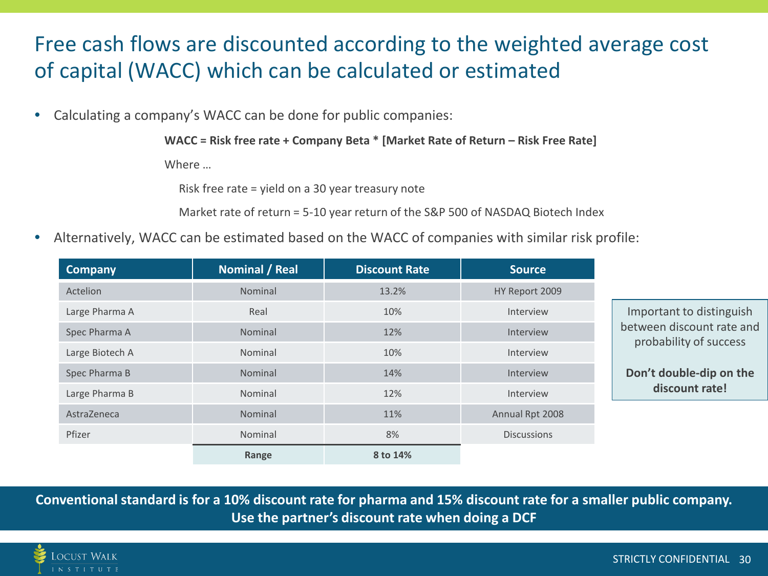# Free cash flows are discounted according to the weighted average cost of capital (WACC) which can be calculated or estimated

- Calculating a company's WACC can be done for public companies:

  **WACC = Risk free rate + Company Beta * [Market Rate of Return – Risk Free Rate]**

  Where …

  Risk free rate = yield on a 30 year treasury note

  Market rate of return = 5-10 year return of the S&P 500 of NASDAQ Biotech Index

- Alternatively, WACC can be estimated based on the WACC of companies with similar risk profile:

| Company | Nominal / Real | Discount Rate | Source |
|---|---|---|---|
| Actelion | Nominal | 13.2% | HY Report 2009 |
| Large Pharma A | Real | 10% | Interview |
| Spec Pharma A | Nominal | 12% | Interview |
| Large Biotech A | Nominal | 10% | Interview |
| Spec Pharma B | Nominal | 14% | Interview |
| Large Pharma B | Nominal | 12% | Interview |
| AstraZeneca | Nominal | 11% | Annual Rpt 2008 |
| Pfizer | Nominal | 8% | Discussions |
| | **Range** | **8 to 14%** | |

Important to distinguish between discount rate and probability of success

**Don't double-dip on the discount rate!**

**Conventional standard is for a 10% discount rate for pharma and 15% discount rate for a smaller public company. Use the partner's discount rate when doing a DCF**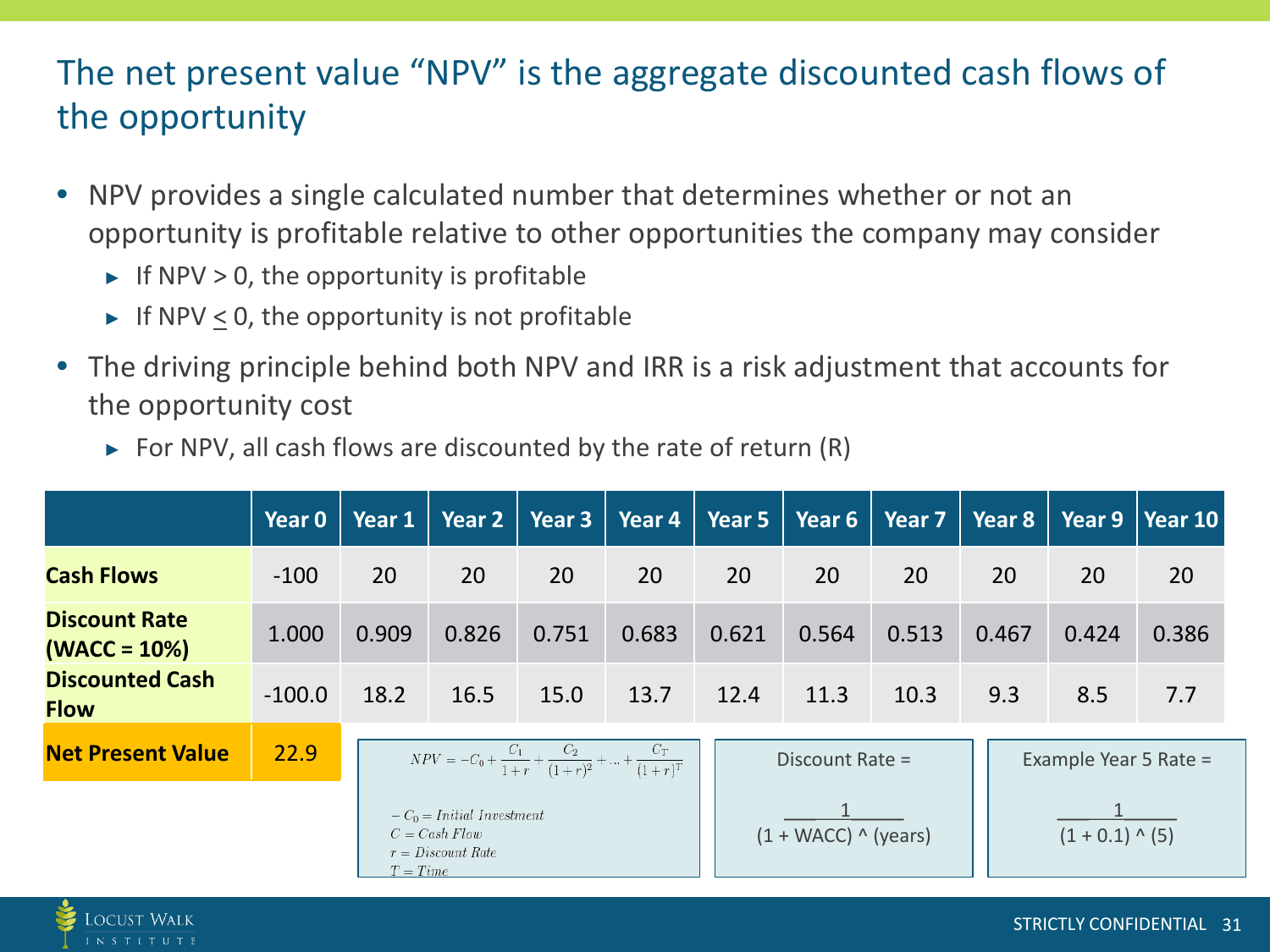# The net present value "NPV" is the aggregate discounted cash flows of the opportunity

- NPV provides a single calculated number that determines whether or not an opportunity is profitable relative to other opportunities the company may consider
  - If NPV > 0, the opportunity is profitable
  - If NPV $\leq$ 0, the opportunity is not profitable
- The driving principle behind both NPV and IRR is a risk adjustment that accounts for the opportunity cost
  - For NPV, all cash flows are discounted by the rate of return (R)

| | Year 0 | Year 1 | Year 2 | Year 3 | Year 4 | Year 5 | Year 6 | Year 7 | Year 8 | Year 9 | Year 10 |
|---|---|---|---|---|---|---|---|---|---|---|---|
| **Cash Flows** | -100 | 20 | 20 | 20 | 20 | 20 | 20 | 20 | 20 | 20 | 20 |
| **Discount Rate (WACC = 10%)** | 1.000 | 0.909 | 0.826 | 0.751 | 0.683 | 0.621 | 0.564 | 0.513 | 0.467 | 0.424 | 0.386 |
| **Discounted Cash Flow** | -100.0 | 18.2 | 16.5 | 15.0 | 13.7 | 12.4 | 11.3 | 10.3 | 9.3 | 8.5 | 7.7 |
| **Net Present Value** | 22.9 | | | | | | | | | | |

$$NPV = -C_0 + \frac{C_1}{1+r} + \frac{C_2}{(1+r)^2} + \ldots + \frac{C_T}{(1+r)^T}$$

$-C_0 = \textit{Initial Investment}$
$C = \textit{Cash Flow}$
$r = \textit{Discount Rate}$
$T = \textit{Time}$

Discount Rate =

$$\frac{1}{(1 + \text{WACC}) \wedge (\text{years})}$$

Example Year 5 Rate =

$$\frac{1}{(1 + 0.1) \wedge (5)}$$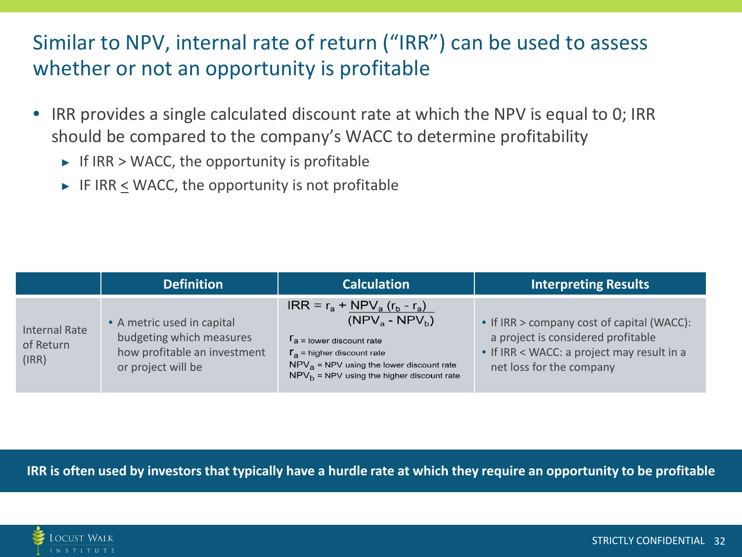# Similar to NPV, internal rate of return ("IRR") can be used to assess whether or not an opportunity is profitable

- IRR provides a single calculated discount rate at which the NPV is equal to 0; IRR should be compared to the company's WACC to determine profitability
  - If IRR > WACC, the opportunity is profitable
  - IF IRR $\leq$ WACC, the opportunity is not profitable

| | Definition | Calculation | Interpreting Results |
|---|---|---|---|
| Internal Rate of Return (IRR) | • A metric used in capital budgeting which measures how profitable an investment or project will be | $IRR = r_a + \frac{NPV_a (r_b - r_a)}{(NPV_a - NPV_b)}$ <br> $r_a$ = lower discount rate <br> $r_a$ = higher discount rate <br> $NPV_a$ = NPV using the lower discount rate <br> $NPV_b$ = NPV using the higher discount rate | • If IRR > company cost of capital (WACC): a project is considered profitable <br> • If IRR < WACC: a project may result in a net loss for the company |

**IRR is often used by investors that typically have a hurdle rate at which they require an opportunity to be profitable**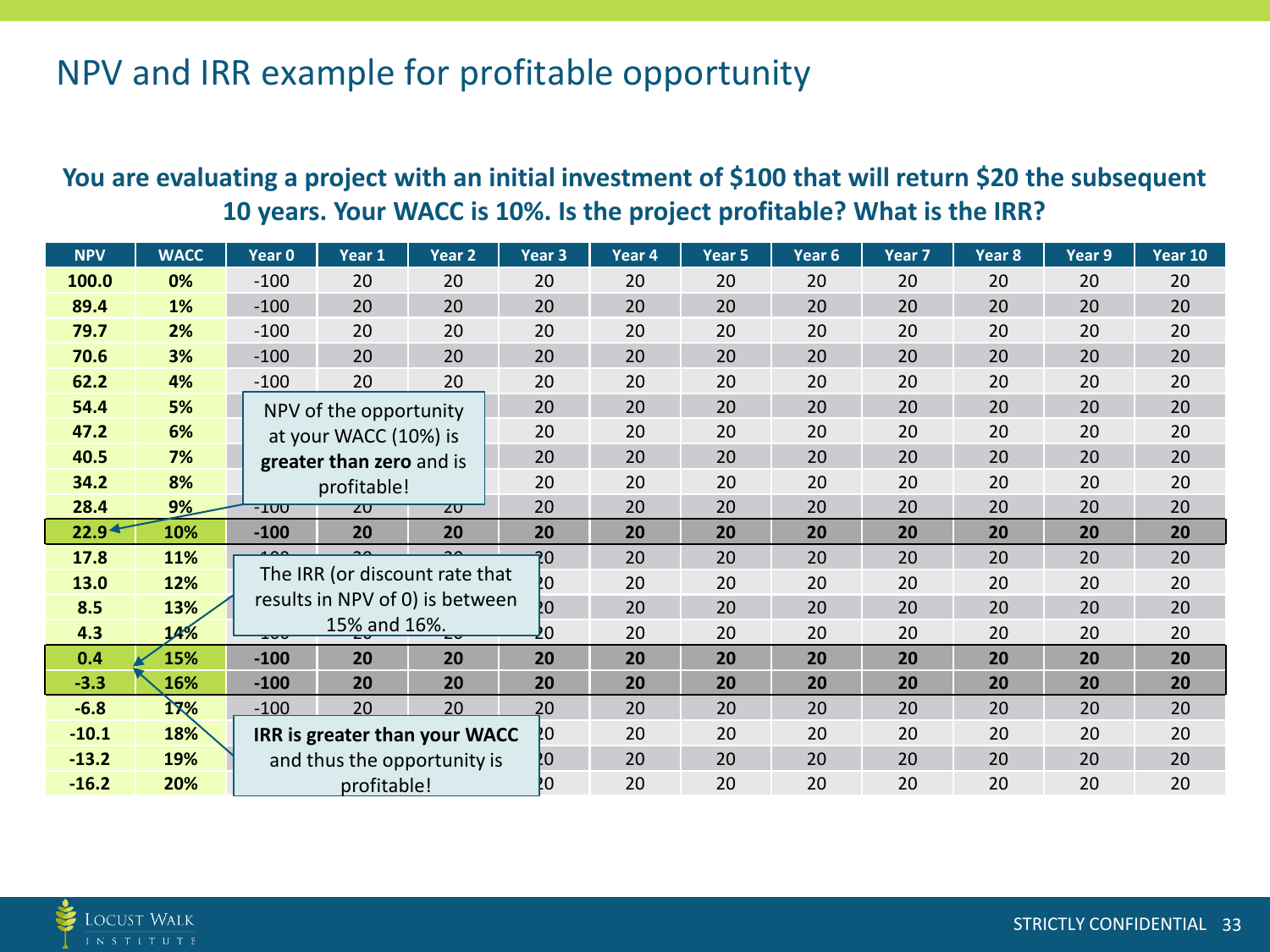# NPV and IRR example for profitable opportunity

**You are evaluating a project with an initial investment of $100 that will return $20 the subsequent 10 years. Your WACC is 10%. Is the project profitable? What is the IRR?**

| NPV | WACC | Year 0 | Year 1 | Year 2 | Year 3 | Year 4 | Year 5 | Year 6 | Year 7 | Year 8 | Year 9 | Year 10 |
|---|---|---|---|---|---|---|---|---|---|---|---|---|
| 100.0 | 0% | -100 | 20 | 20 | 20 | 20 | 20 | 20 | 20 | 20 | 20 | 20 |
| 89.4 | 1% | -100 | 20 | 20 | 20 | 20 | 20 | 20 | 20 | 20 | 20 | 20 |
| 79.7 | 2% | -100 | 20 | 20 | 20 | 20 | 20 | 20 | 20 | 20 | 20 | 20 |
| 70.6 | 3% | -100 | 20 | 20 | 20 | 20 | 20 | 20 | 20 | 20 | 20 | 20 |
| 62.2 | 4% | -100 | 20 | 20 | 20 | 20 | 20 | 20 | 20 | 20 | 20 | 20 |
| 54.4 | 5% | -100 | 20 | 20 | 20 | 20 | 20 | 20 | 20 | 20 | 20 | 20 |
| 47.2 | 6% | -100 | 20 | 20 | 20 | 20 | 20 | 20 | 20 | 20 | 20 | 20 |
| 40.5 | 7% | -100 | 20 | 20 | 20 | 20 | 20 | 20 | 20 | 20 | 20 | 20 |
| 34.2 | 8% | -100 | 20 | 20 | 20 | 20 | 20 | 20 | 20 | 20 | 20 | 20 |
| 28.4 | 9% | -100 | 20 | 20 | 20 | 20 | 20 | 20 | 20 | 20 | 20 | 20 |
| **22.9** | **10%** | **-100** | **20** | **20** | **20** | **20** | **20** | **20** | **20** | **20** | **20** | **20** |
| 17.8 | 11% | -100 | 20 | 20 | 20 | 20 | 20 | 20 | 20 | 20 | 20 | 20 |
| 13.0 | 12% | -100 | 20 | 20 | 20 | 20 | 20 | 20 | 20 | 20 | 20 | 20 |
| 8.5 | 13% | -100 | 20 | 20 | 20 | 20 | 20 | 20 | 20 | 20 | 20 | 20 |
| 4.3 | 14% | -100 | 20 | 20 | 20 | 20 | 20 | 20 | 20 | 20 | 20 | 20 |
| **0.4** | **15%** | **-100** | **20** | **20** | **20** | **20** | **20** | **20** | **20** | **20** | **20** | **20** |
| **-3.3** | **16%** | **-100** | **20** | **20** | **20** | **20** | **20** | **20** | **20** | **20** | **20** | **20** |
| -6.8 | 17% | -100 | 20 | 20 | 20 | 20 | 20 | 20 | 20 | 20 | 20 | 20 |
| -10.1 | 18% | -100 | 20 | 20 | 20 | 20 | 20 | 20 | 20 | 20 | 20 | 20 |
| -13.2 | 19% | -100 | 20 | 20 | 20 | 20 | 20 | 20 | 20 | 20 | 20 | 20 |
| -16.2 | 20% | -100 | 20 | 20 | 20 | 20 | 20 | 20 | 20 | 20 | 20 | 20 |

NPV of the opportunity at your WACC (10%) is **greater than zero** and is profitable!

The IRR (or discount rate that results in NPV of 0) is between 15% and 16%.

**IRR is greater than your WACC** and thus the opportunity is profitable!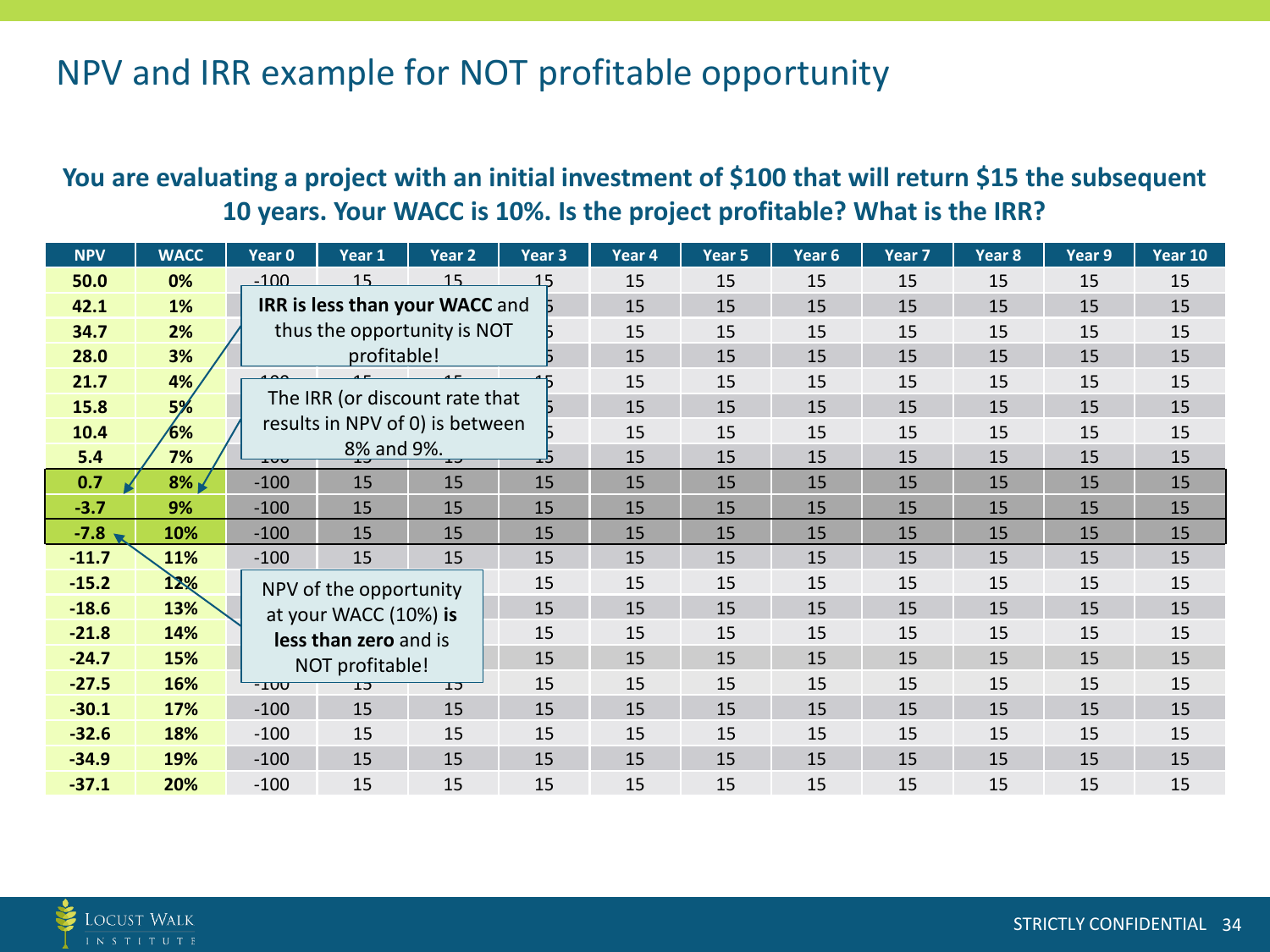# NPV and IRR example for NOT profitable opportunity

**You are evaluating a project with an initial investment of $100 that will return $15 the subsequent 10 years. Your WACC is 10%. Is the project profitable? What is the IRR?**

| NPV | WACC | Year 0 | Year 1 | Year 2 | Year 3 | Year 4 | Year 5 | Year 6 | Year 7 | Year 8 | Year 9 | Year 10 |
|---|---|---|---|---|---|---|---|---|---|---|---|---|
| 50.0 | 0% | -100 | 15 | 15 | 15 | 15 | 15 | 15 | 15 | 15 | 15 | 15 |
| 42.1 | 1% | -100 | 15 | 15 | 15 | 15 | 15 | 15 | 15 | 15 | 15 | 15 |
| 34.7 | 2% | -100 | 15 | 15 | 15 | 15 | 15 | 15 | 15 | 15 | 15 | 15 |
| 28.0 | 3% | -100 | 15 | 15 | 15 | 15 | 15 | 15 | 15 | 15 | 15 | 15 |
| 21.7 | 4% | -100 | 15 | 15 | 15 | 15 | 15 | 15 | 15 | 15 | 15 | 15 |
| 15.8 | 5% | -100 | 15 | 15 | 15 | 15 | 15 | 15 | 15 | 15 | 15 | 15 |
| 10.4 | 6% | -100 | 15 | 15 | 15 | 15 | 15 | 15 | 15 | 15 | 15 | 15 |
| 5.4 | 7% | -100 | 15 | 15 | 15 | 15 | 15 | 15 | 15 | 15 | 15 | 15 |
| 0.7 | 8% | -100 | 15 | 15 | 15 | 15 | 15 | 15 | 15 | 15 | 15 | 15 |
| -3.7 | 9% | -100 | 15 | 15 | 15 | 15 | 15 | 15 | 15 | 15 | 15 | 15 |
| -7.8 | 10% | -100 | 15 | 15 | 15 | 15 | 15 | 15 | 15 | 15 | 15 | 15 |
| -11.7 | 11% | -100 | 15 | 15 | 15 | 15 | 15 | 15 | 15 | 15 | 15 | 15 |
| -15.2 | 12% | -100 | 15 | 15 | 15 | 15 | 15 | 15 | 15 | 15 | 15 | 15 |
| -18.6 | 13% | -100 | 15 | 15 | 15 | 15 | 15 | 15 | 15 | 15 | 15 | 15 |
| -21.8 | 14% | -100 | 15 | 15 | 15 | 15 | 15 | 15 | 15 | 15 | 15 | 15 |
| -24.7 | 15% | -100 | 15 | 15 | 15 | 15 | 15 | 15 | 15 | 15 | 15 | 15 |
| -27.5 | 16% | -100 | 15 | 15 | 15 | 15 | 15 | 15 | 15 | 15 | 15 | 15 |
| -30.1 | 17% | -100 | 15 | 15 | 15 | 15 | 15 | 15 | 15 | 15 | 15 | 15 |
| -32.6 | 18% | -100 | 15 | 15 | 15 | 15 | 15 | 15 | 15 | 15 | 15 | 15 |
| -34.9 | 19% | -100 | 15 | 15 | 15 | 15 | 15 | 15 | 15 | 15 | 15 | 15 |
| -37.1 | 20% | -100 | 15 | 15 | 15 | 15 | 15 | 15 | 15 | 15 | 15 | 15 |

**IRR is less than your WACC** and thus the opportunity is NOT profitable!

The IRR (or discount rate that results in NPV of 0) is between 8% and 9%.

NPV of the opportunity at your WACC (10%) **is less than zero** and is NOT profitable!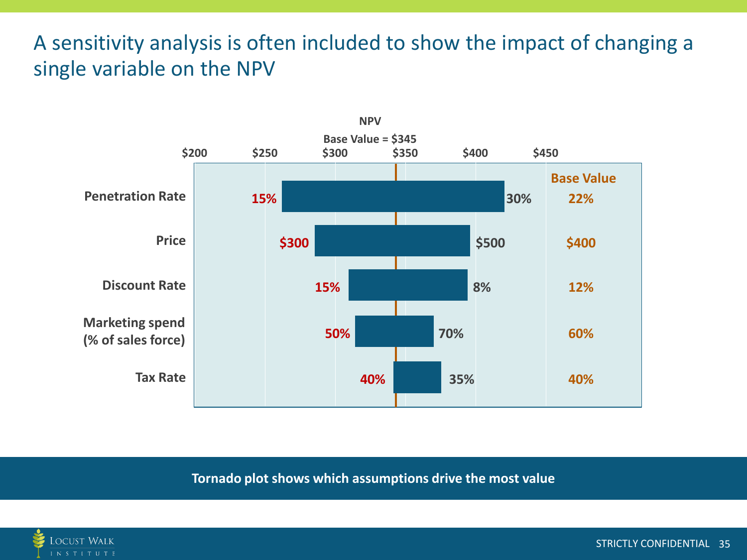# A sensitivity analysis is often included to show the impact of changing a single variable on the NPV

**NPV**

**Base Value = $345**

| Variable | Low-NPV input | High-NPV input | Base Value |
| --- | --- | --- | --- |
| Penetration Rate | 15% | 30% | 22% |
| Price | $300 | $500 | $400 |
| Discount Rate | 15% | 8% | 12% |
| Marketing spend (% of sales force) | 50% | 70% | 60% |
| Tax Rate | 40% | 35% | 40% |

Axis: $200, $250, $300, $350, $400, $450

**Tornado plot shows which assumptions drive the most value**

STRICTLY CONFIDENTIAL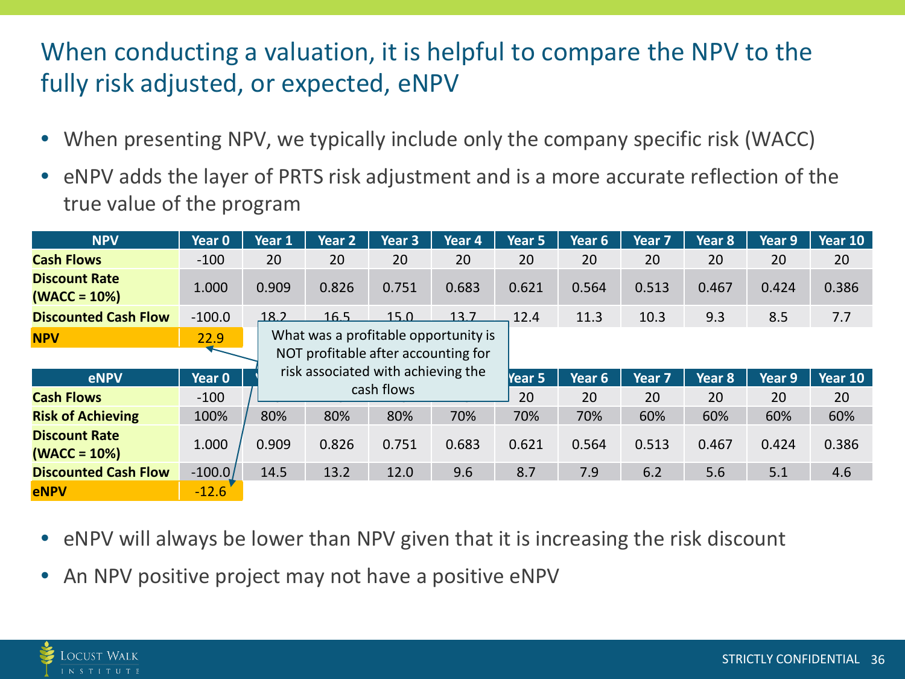# When conducting a valuation, it is helpful to compare the NPV to the fully risk adjusted, or expected, eNPV

- When presenting NPV, we typically include only the company specific risk (WACC)
- eNPV adds the layer of PRTS risk adjustment and is a more accurate reflection of the true value of the program

| NPV | Year 0 | Year 1 | Year 2 | Year 3 | Year 4 | Year 5 | Year 6 | Year 7 | Year 8 | Year 9 | Year 10 |
|---|---|---|---|---|---|---|---|---|---|---|---|
| **Cash Flows** | -100 | 20 | 20 | 20 | 20 | 20 | 20 | 20 | 20 | 20 | 20 |
| **Discount Rate (WACC = 10%)** | 1.000 | 0.909 | 0.826 | 0.751 | 0.683 | 0.621 | 0.564 | 0.513 | 0.467 | 0.424 | 0.386 |
| **Discounted Cash Flow** | -100.0 | 18.2 | 16.5 | 15.0 | 13.7 | 12.4 | 11.3 | 10.3 | 9.3 | 8.5 | 7.7 |
| **NPV** | 22.9 | | | | | | | | | | |

What was a profitable opportunity is NOT profitable after accounting for risk associated with achieving the cash flows

| eNPV | Year 0 | Year 1 | Year 2 | Year 3 | Year 4 | Year 5 | Year 6 | Year 7 | Year 8 | Year 9 | Year 10 |
|---|---|---|---|---|---|---|---|---|---|---|---|
| **Cash Flows** | -100 | | | | | 20 | 20 | 20 | 20 | 20 | 20 |
| **Risk of Achieving** | 100% | 80% | 80% | 80% | 70% | 70% | 70% | 60% | 60% | 60% | 60% |
| **Discount Rate (WACC = 10%)** | 1.000 | 0.909 | 0.826 | 0.751 | 0.683 | 0.621 | 0.564 | 0.513 | 0.467 | 0.424 | 0.386 |
| **Discounted Cash Flow** | -100.0 | 14.5 | 13.2 | 12.0 | 9.6 | 8.7 | 7.9 | 6.2 | 5.6 | 5.1 | 4.6 |
| **eNPV** | -12.6 | | | | | | | | | | |

- eNPV will always be lower than NPV given that it is increasing the risk discount
- An NPV positive project may not have a positive eNPV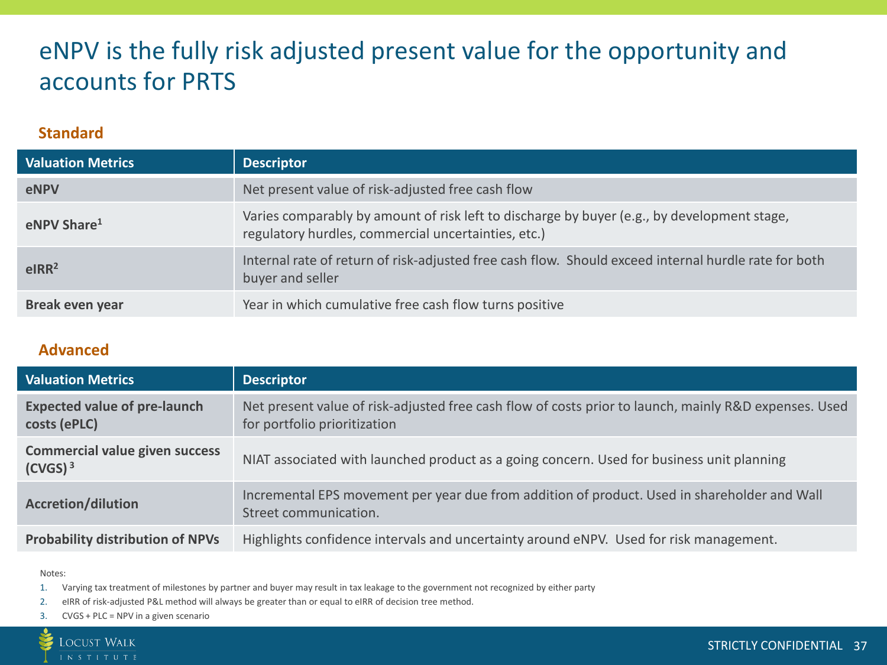# eNPV is the fully risk adjusted present value for the opportunity and accounts for PRTS

## Standard

| Valuation Metrics | Descriptor |
|---|---|
| **eNPV** | Net present value of risk-adjusted free cash flow |
| **eNPV Share[1]** | Varies comparably by amount of risk left to discharge by buyer (e.g., by development stage, regulatory hurdles, commercial uncertainties, etc.) |
| **eIRR[2]** | Internal rate of return of risk-adjusted free cash flow. Should exceed internal hurdle rate for both buyer and seller |
| **Break even year** | Year in which cumulative free cash flow turns positive |

## Advanced

| Valuation Metrics | Descriptor |
|---|---|
| **Expected value of pre-launch costs (ePLC)** | Net present value of risk-adjusted free cash flow of costs prior to launch, mainly R&D expenses. Used for portfolio prioritization |
| **Commercial value given success (CVGS)[3]** | NIAT associated with launched product as a going concern. Used for business unit planning |
| **Accretion/dilution** | Incremental EPS movement per year due from addition of product. Used in shareholder and Wall Street communication. |
| **Probability distribution of NPVs** | Highlights confidence intervals and uncertainty around eNPV. Used for risk management. |

Notes:

1. Varying tax treatment of milestones by partner and buyer may result in tax leakage to the government not recognized by either party
2. eIRR of risk-adjusted P&L method will always be greater than or equal to eIRR of decision tree method.
3. CVGS + PLC = NPV in a given scenario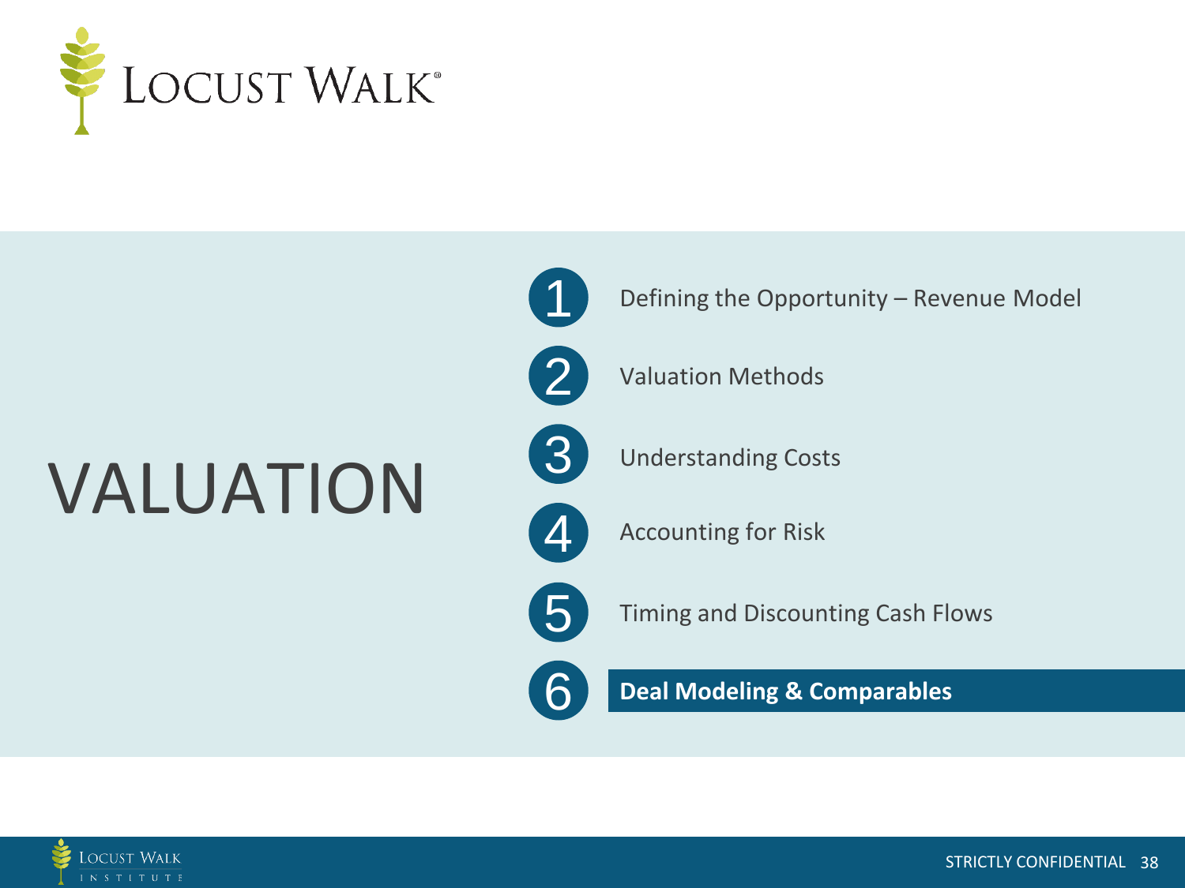# VALUATION

1. Defining the Opportunity – Revenue Model
2. Valuation Methods
3. Understanding Costs
4. Accounting for Risk
5. Timing and Discounting Cash Flows
6. **Deal Modeling & Comparables**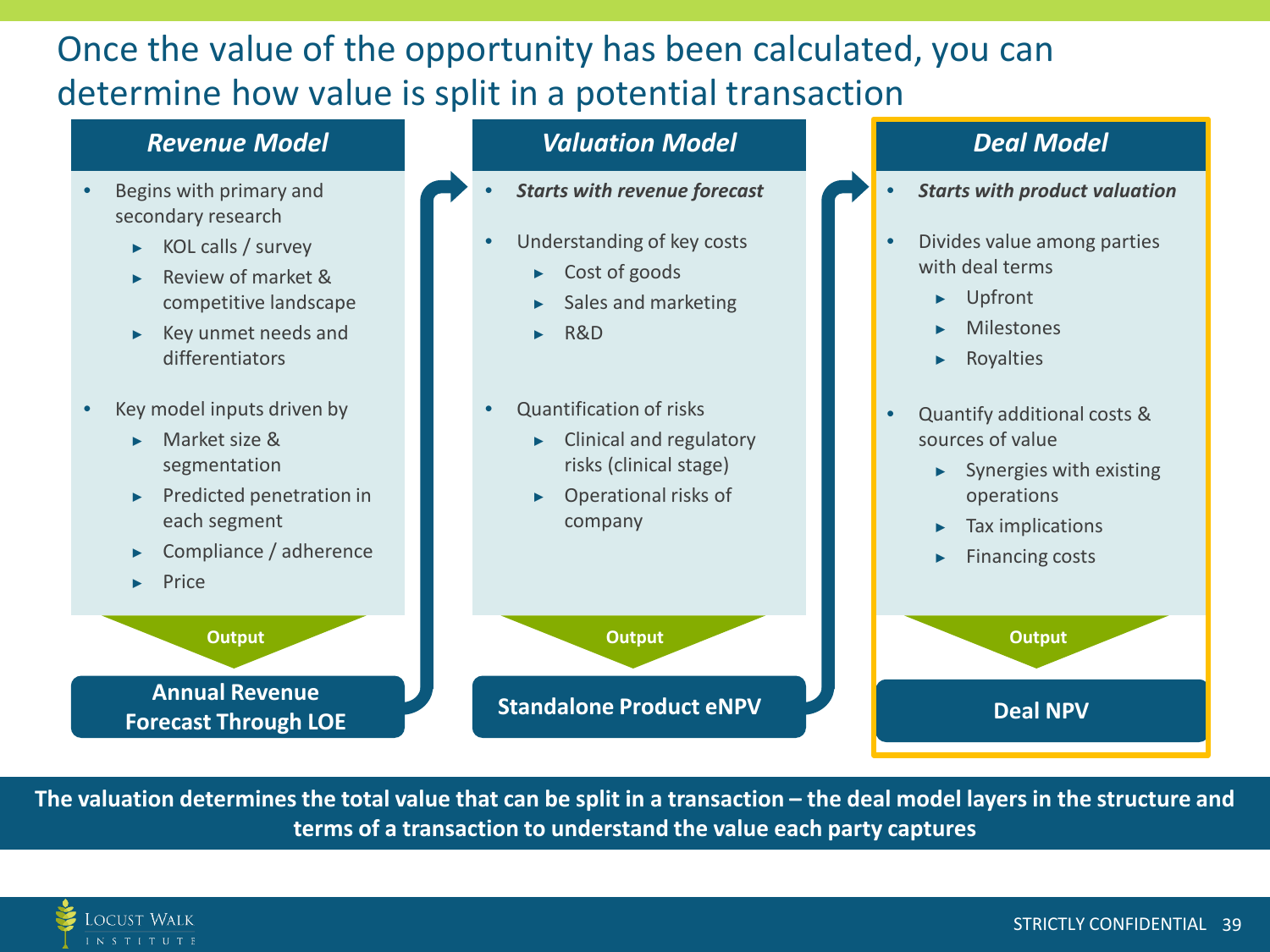# Once the value of the opportunity has been calculated, you can determine how value is split in a potential transaction

## Revenue Model

- Begins with primary and secondary research
  - KOL calls / survey
  - Review of market & competitive landscape
  - Key unmet needs and differentiators
- Key model inputs driven by
  - Market size & segmentation
  - Predicted penetration in each segment
  - Compliance / adherence
  - Price

**Output**

**Annual Revenue Forecast Through LOE**

## Valuation Model

- ***Starts with revenue forecast***
- Understanding of key costs
  - Cost of goods
  - Sales and marketing
  - R&D
- Quantification of risks
  - Clinical and regulatory risks (clinical stage)
  - Operational risks of company

**Output**

**Standalone Product eNPV**

## Deal Model

- ***Starts with product valuation***
- Divides value among parties with deal terms
  - Upfront
  - Milestones
  - Royalties
- Quantify additional costs & sources of value
  - Synergies with existing operations
  - Tax implications
  - Financing costs

**Output**

**Deal NPV**

**The valuation determines the total value that can be split in a transaction – the deal model layers in the structure and terms of a transaction to understand the value each party captures**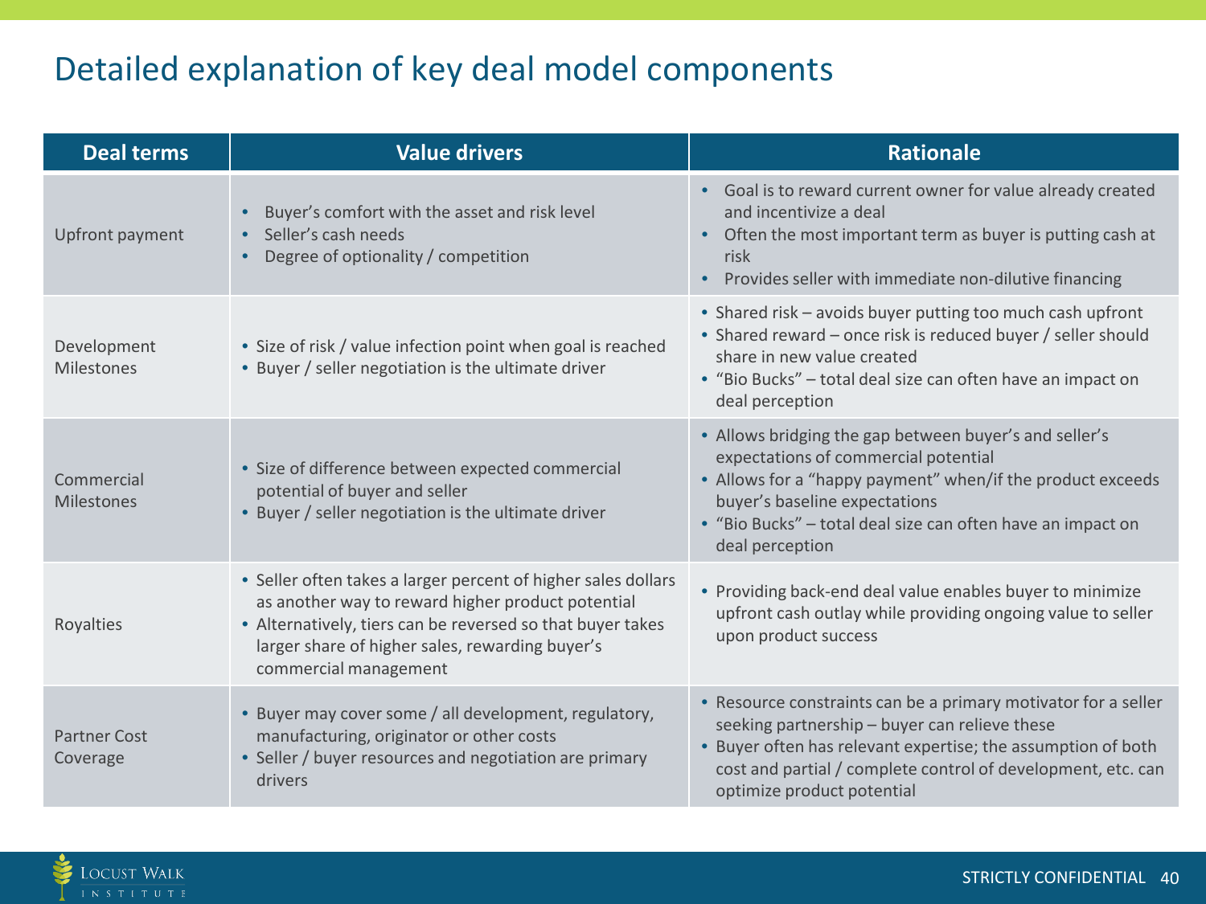# Detailed explanation of key deal model components

| Deal terms | Value drivers | Rationale |
| --- | --- | --- |
| Upfront payment | • Buyer's comfort with the asset and risk level<br>• Seller's cash needs<br>• Degree of optionality / competition | • Goal is to reward current owner for value already created and incentivize a deal<br>• Often the most important term as buyer is putting cash at risk<br>• Provides seller with immediate non-dilutive financing |
| Development Milestones | • Size of risk / value infection point when goal is reached<br>• Buyer / seller negotiation is the ultimate driver | • Shared risk – avoids buyer putting too much cash upfront<br>• Shared reward – once risk is reduced buyer / seller should share in new value created<br>• "Bio Bucks" – total deal size can often have an impact on deal perception |
| Commercial Milestones | • Size of difference between expected commercial potential of buyer and seller<br>• Buyer / seller negotiation is the ultimate driver | • Allows bridging the gap between buyer's and seller's expectations of commercial potential<br>• Allows for a "happy payment" when/if the product exceeds buyer's baseline expectations<br>• "Bio Bucks" – total deal size can often have an impact on deal perception |
| Royalties | • Seller often takes a larger percent of higher sales dollars as another way to reward higher product potential<br>• Alternatively, tiers can be reversed so that buyer takes larger share of higher sales, rewarding buyer's commercial management | • Providing back-end deal value enables buyer to minimize upfront cash outlay while providing ongoing value to seller upon product success |
| Partner Cost Coverage | • Buyer may cover some / all development, regulatory, manufacturing, originator or other costs<br>• Seller / buyer resources and negotiation are primary drivers | • Resource constraints can be a primary motivator for a seller seeking partnership – buyer can relieve these<br>• Buyer often has relevant expertise; the assumption of both cost and partial / complete control of development, etc. can optimize product potential |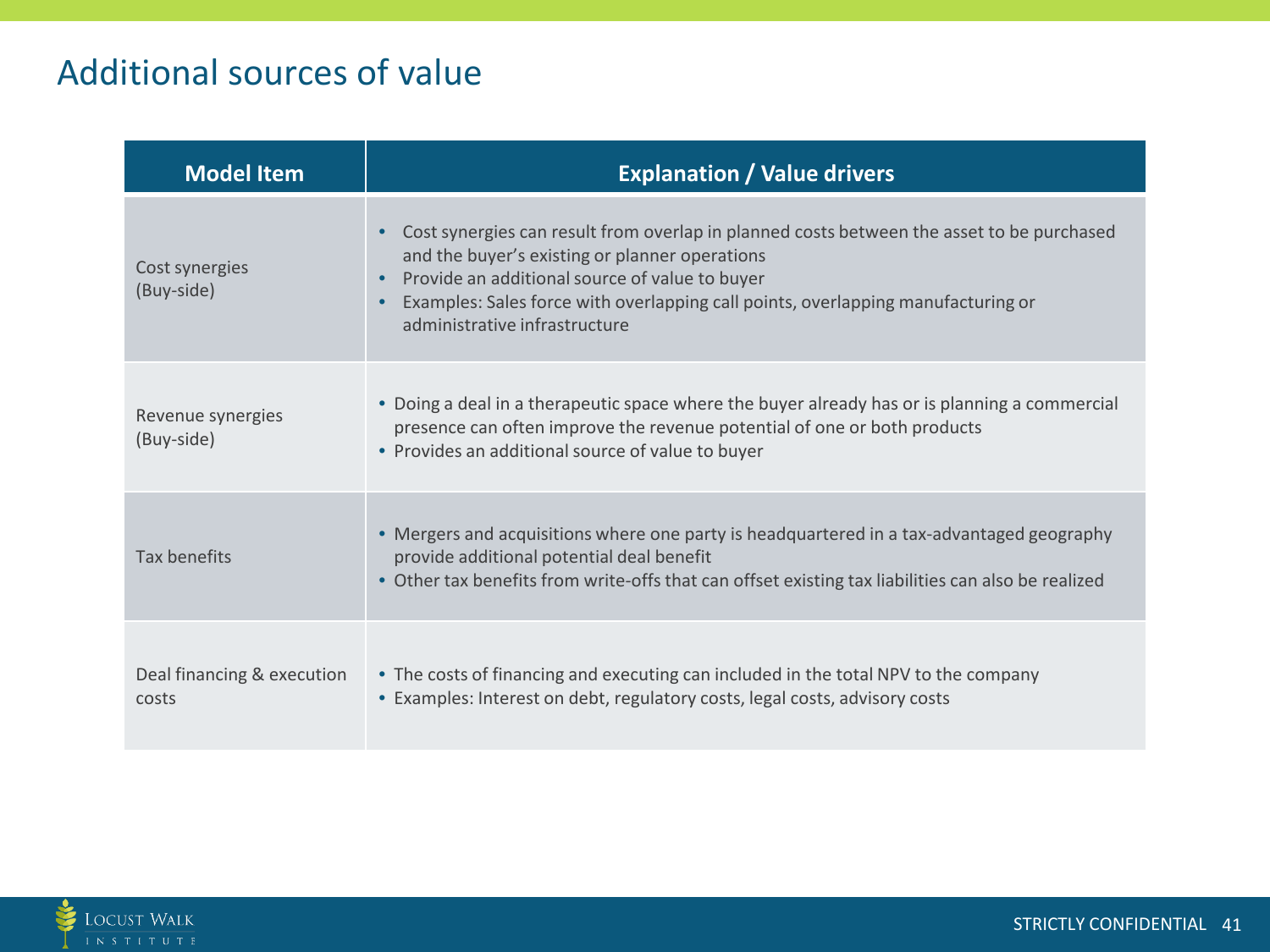# Additional sources of value

| Model Item | Explanation / Value drivers |
|---|---|
| Cost synergies (Buy-side) | • Cost synergies can result from overlap in planned costs between the asset to be purchased and the buyer's existing or planner operations<br>• Provide an additional source of value to buyer<br>• Examples: Sales force with overlapping call points, overlapping manufacturing or administrative infrastructure |
| Revenue synergies (Buy-side) | • Doing a deal in a therapeutic space where the buyer already has or is planning a commercial presence can often improve the revenue potential of one or both products<br>• Provides an additional source of value to buyer |
| Tax benefits | • Mergers and acquisitions where one party is headquartered in a tax-advantaged geography provide additional potential deal benefit<br>• Other tax benefits from write-offs that can offset existing tax liabilities can also be realized |
| Deal financing & execution costs | • The costs of financing and executing can included in the total NPV to the company<br>• Examples: Interest on debt, regulatory costs, legal costs, advisory costs |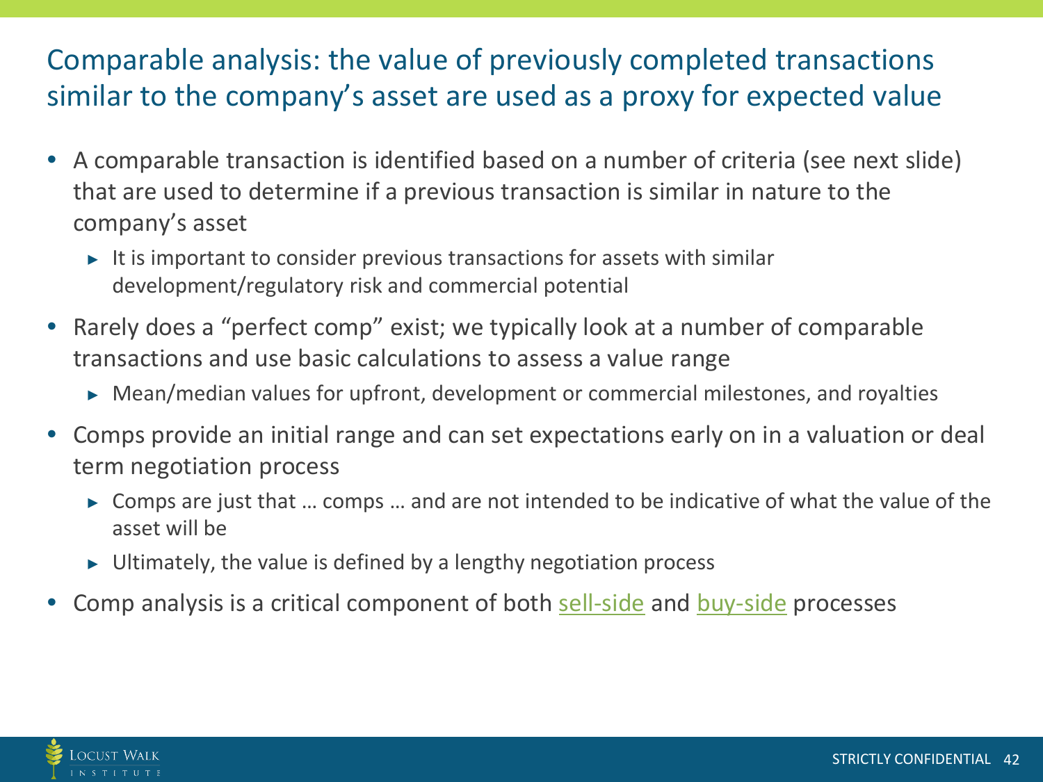# Comparable analysis: the value of previously completed transactions similar to the company's asset are used as a proxy for expected value

- A comparable transaction is identified based on a number of criteria (see next slide) that are used to determine if a previous transaction is similar in nature to the company's asset
  - It is important to consider previous transactions for assets with similar development/regulatory risk and commercial potential
- Rarely does a "perfect comp" exist; we typically look at a number of comparable transactions and use basic calculations to assess a value range
  - Mean/median values for upfront, development or commercial milestones, and royalties
- Comps provide an initial range and can set expectations early on in a valuation or deal term negotiation process
  - Comps are just that … comps … and are not intended to be indicative of what the value of the asset will be
  - Ultimately, the value is defined by a lengthy negotiation process
- Comp analysis is a critical component of both sell-side and buy-side processes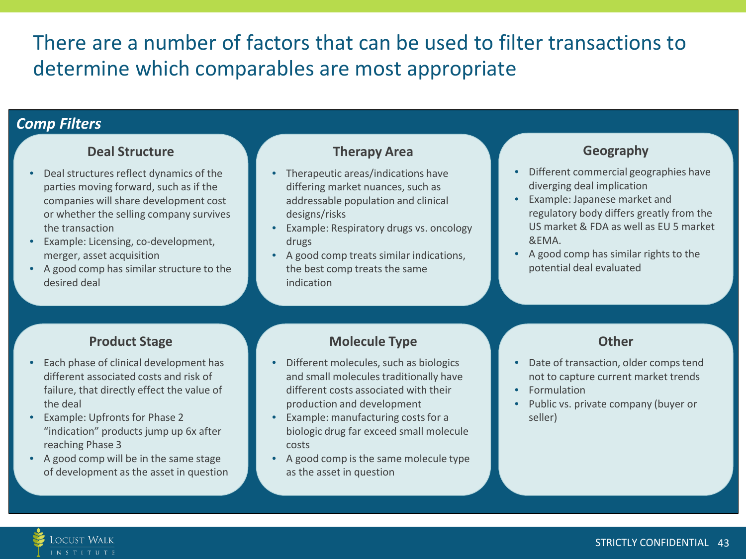# There are a number of factors that can be used to filter transactions to determine which comparables are most appropriate

***Comp Filters***

### Deal Structure

- Deal structures reflect dynamics of the parties moving forward, such as if the companies will share development cost or whether the selling company survives the transaction
- Example: Licensing, co-development, merger, asset acquisition
- A good comp has similar structure to the desired deal

### Therapy Area

- Therapeutic areas/indications have differing market nuances, such as addressable population and clinical designs/risks
- Example: Respiratory drugs vs. oncology drugs
- A good comp treats similar indications, the best comp treats the same indication

### Geography

- Different commercial geographies have diverging deal implication
- Example: Japanese market and regulatory body differs greatly from the US market & FDA as well as EU 5 market &EMA.
- A good comp has similar rights to the potential deal evaluated

### Product Stage

- Each phase of clinical development has different associated costs and risk of failure, that directly effect the value of the deal
- Example: Upfronts for Phase 2 "indication" products jump up 6x after reaching Phase 3
- A good comp will be in the same stage of development as the asset in question

### Molecule Type

- Different molecules, such as biologics and small molecules traditionally have different costs associated with their production and development
- Example: manufacturing costs for a biologic drug far exceed small molecule costs
- A good comp is the same molecule type as the asset in question

### Other

- Date of transaction, older comps tend not to capture current market trends
- Formulation
- Public vs. private company (buyer or seller)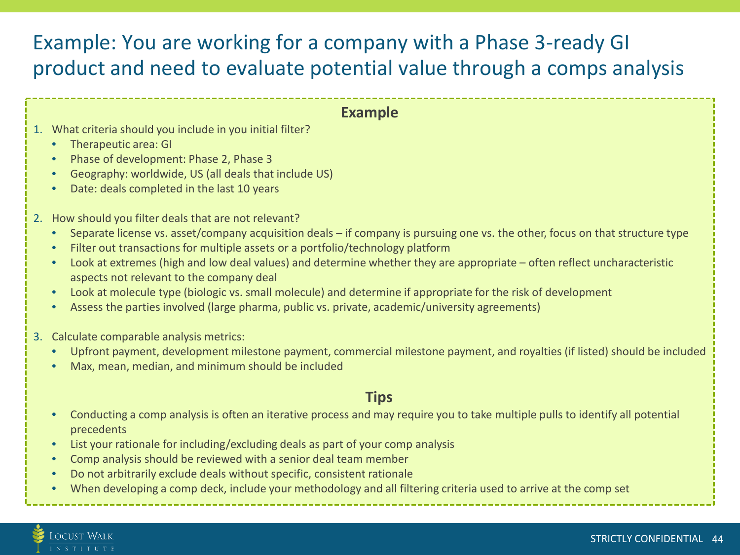# Example: You are working for a company with a Phase 3-ready GI product and need to evaluate potential value through a comps analysis

## Example

1. What criteria should you include in you initial filter?
   - Therapeutic area: GI
   - Phase of development: Phase 2, Phase 3
   - Geography: worldwide, US (all deals that include US)
   - Date: deals completed in the last 10 years

2. How should you filter deals that are not relevant?
   - Separate license vs. asset/company acquisition deals – if company is pursuing one vs. the other, focus on that structure type
   - Filter out transactions for multiple assets or a portfolio/technology platform
   - Look at extremes (high and low deal values) and determine whether they are appropriate – often reflect uncharacteristic aspects not relevant to the company deal
   - Look at molecule type (biologic vs. small molecule) and determine if appropriate for the risk of development
   - Assess the parties involved (large pharma, public vs. private, academic/university agreements)

3. Calculate comparable analysis metrics:
   - Upfront payment, development milestone payment, commercial milestone payment, and royalties (if listed) should be included
   - Max, mean, median, and minimum should be included

## Tips

- Conducting a comp analysis is often an iterative process and may require you to take multiple pulls to identify all potential precedents
- List your rationale for including/excluding deals as part of your comp analysis
- Comp analysis should be reviewed with a senior deal team member
- Do not arbitrarily exclude deals without specific, consistent rationale
- When developing a comp deck, include your methodology and all filtering criteria used to arrive at the comp set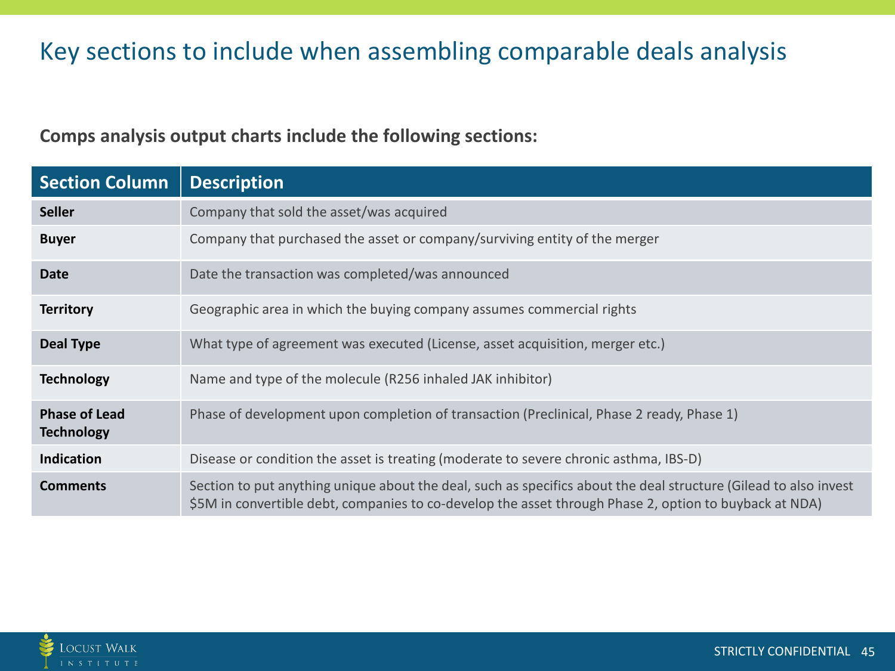# Key sections to include when assembling comparable deals analysis

**Comps analysis output charts include the following sections:**

| Section Column | Description |
|---|---|
| **Seller** | Company that sold the asset/was acquired |
| **Buyer** | Company that purchased the asset or company/surviving entity of the merger |
| **Date** | Date the transaction was completed/was announced |
| **Territory** | Geographic area in which the buying company assumes commercial rights |
| **Deal Type** | What type of agreement was executed (License, asset acquisition, merger etc.) |
| **Technology** | Name and type of the molecule (R256 inhaled JAK inhibitor) |
| **Phase of Lead Technology** | Phase of development upon completion of transaction (Preclinical, Phase 2 ready, Phase 1) |
| **Indication** | Disease or condition the asset is treating (moderate to severe chronic asthma, IBS-D) |
| **Comments** | Section to put anything unique about the deal, such as specifics about the deal structure (Gilead to also invest $5M in convertible debt, companies to co-develop the asset through Phase 2, option to buyback at NDA) |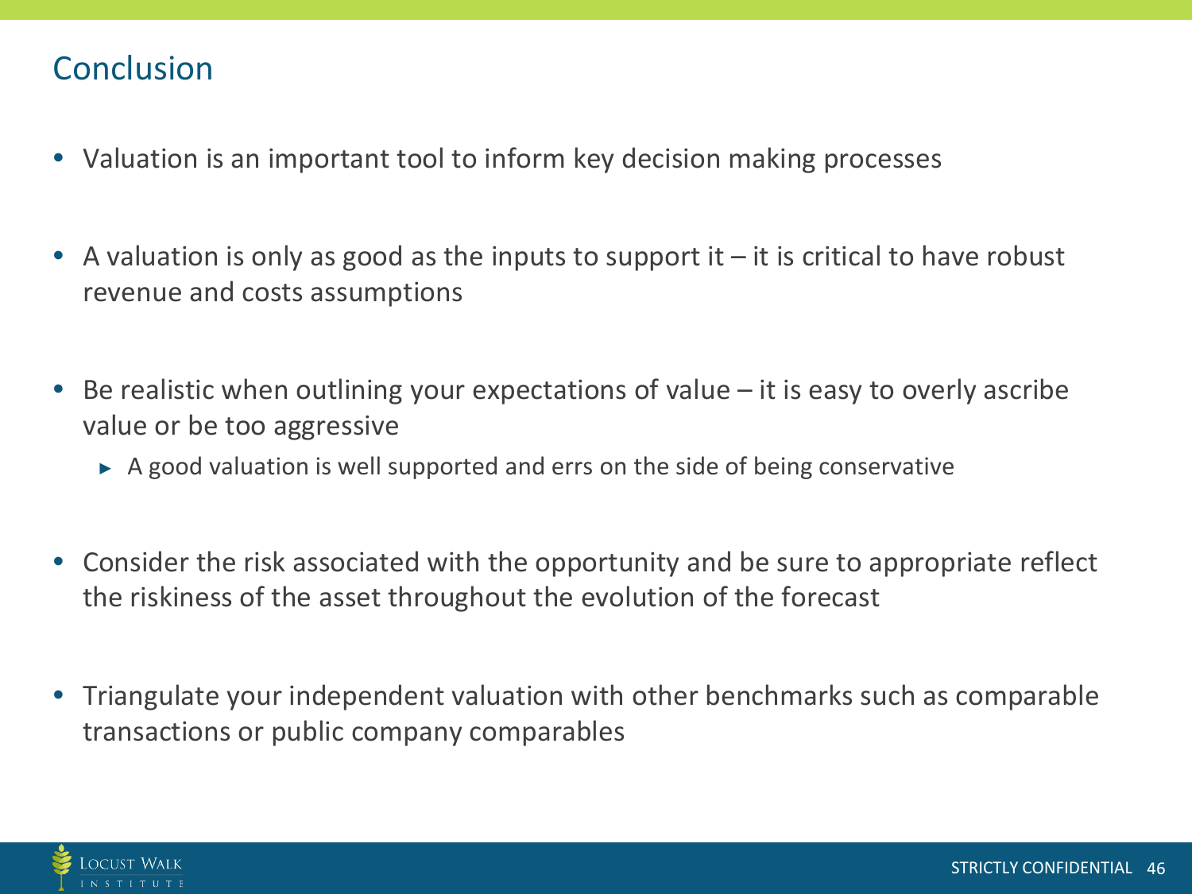## Conclusion

- Valuation is an important tool to inform key decision making processes
- A valuation is only as good as the inputs to support it – it is critical to have robust revenue and costs assumptions
- Be realistic when outlining your expectations of value – it is easy to overly ascribe value or be too aggressive
  - A good valuation is well supported and errs on the side of being conservative
- Consider the risk associated with the opportunity and be sure to appropriate reflect the riskiness of the asset throughout the evolution of the forecast
- Triangulate your independent valuation with other benchmarks such as comparable transactions or public company comparables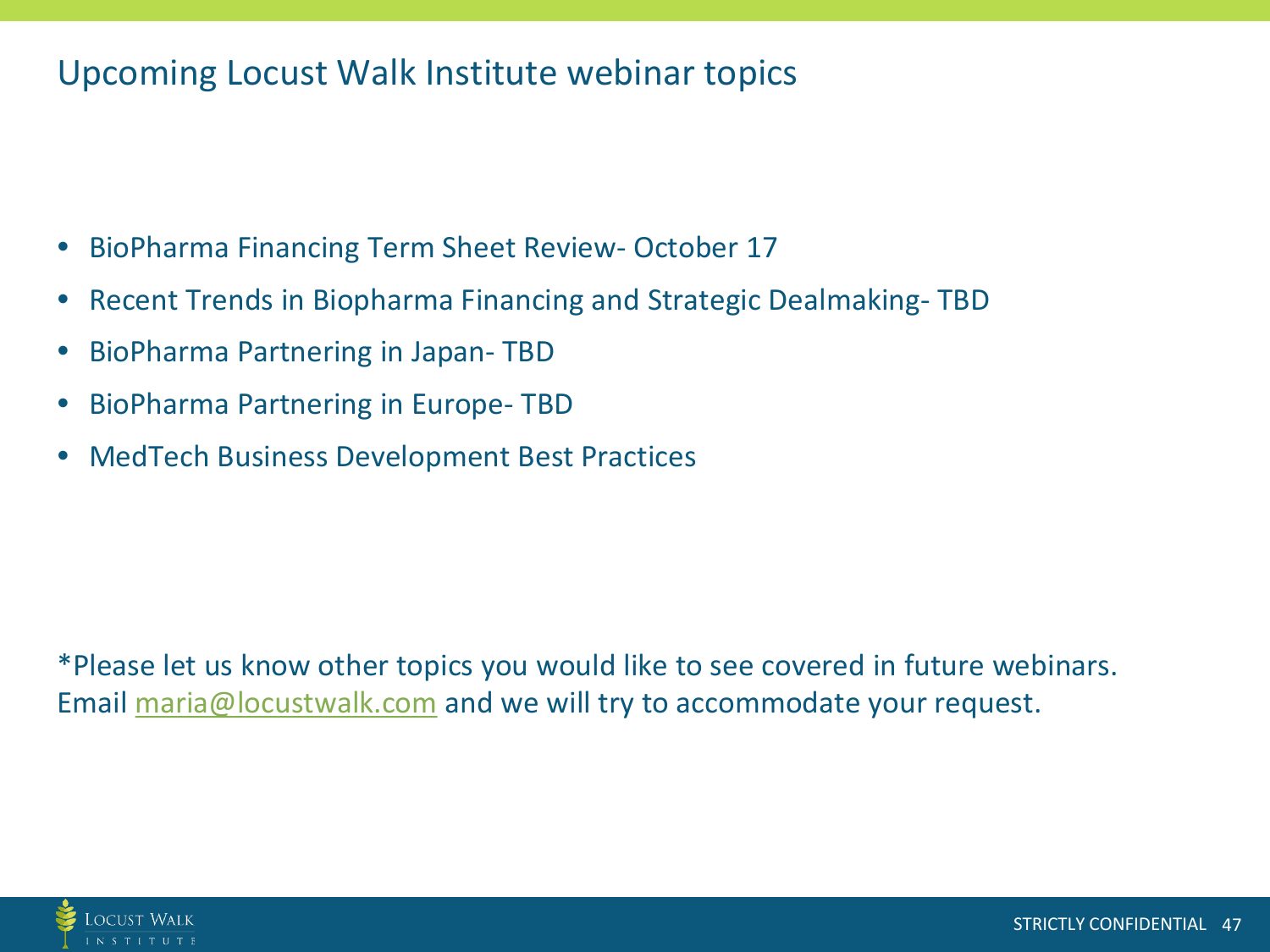# Upcoming Locust Walk Institute webinar topics

- BioPharma Financing Term Sheet Review- October 17
- Recent Trends in Biopharma Financing and Strategic Dealmaking- TBD
- BioPharma Partnering in Japan- TBD
- BioPharma Partnering in Europe- TBD
- MedTech Business Development Best Practices

*Please let us know other topics you would like to see covered in future webinars. Email maria@locustwalk.com and we will try to accommodate your request.